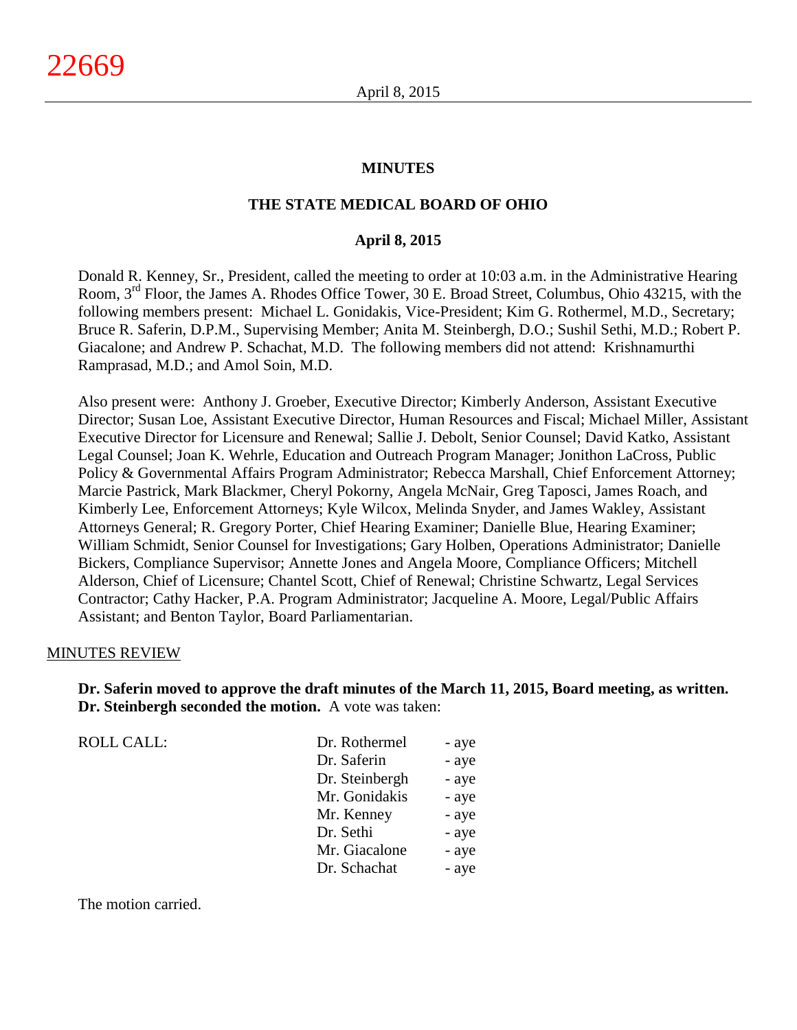# MINUTES

## THE STATE MEDICAL BOARD OF OHIO

### April 8, 2015

Donald R. Kenney, Sr., President, called the meeting to order at 10:03 a.m. in the Administrative Hearing Room, 3rd Floor, the James A. Rhodes Office Tower, 30 E. Broad Street, Columbus, Ohio 43215, with the following members present: Michael L. Gonidakis, Vice-President; Kim G. Rothermel, M.D., Secretary; Bruce R. Saferin, D.P.M., Supervising Member; Anita M. Steinbergh, D.O.; Sushil Sethi, M.D.; Robert P. Giacalone; and Andrew P. Schachat, M.D. The following members did not attend: Krishnamurthi Ramprasad, M.D.; and Amol Soin, M.D.

Also present were: Anthony J. Groeber, Executive Director; Kimberly Anderson, Assistant Executive Director; Susan Loe, Assistant Executive Director, Human Resources and Fiscal; Michael Miller, Assistant Executive Director for Licensure and Renewal; Sallie J. Debolt, Senior Counsel; David Katko, Assistant Legal Counsel; Joan K. Wehrle, Education and Outreach Program Manager; Jonithon LaCross, Public Policy & Governmental Affairs Program Administrator; Rebecca Marshall, Chief Enforcement Attorney; Marcie Pastrick, Mark Blackmer, Cheryl Pokorny, Angela McNair, Greg Taposci, James Roach, and Kimberly Lee, Enforcement Attorneys; Kyle Wilcox, Melinda Snyder, and James Wakley, Assistant Attorneys General; R. Gregory Porter, Chief Hearing Examiner; Danielle Blue, Hearing Examiner; William Schmidt, Senior Counsel for Investigations; Gary Holben, Operations Administrator; Danielle Bickers, Compliance Supervisor; Annette Jones and Angela Moore, Compliance Officers; Mitchell Alderson, Chief of Licensure; Chantel Scott, Chief of Renewal; Christine Schwartz, Legal Services Contractor; Cathy Hacker, P.A. Program Administrator; Jacqueline A. Moore, Legal/Public Affairs Assistant; and Benton Taylor, Board Parliamentarian.

MINUTES REVIEW

**Dr. Saferin moved to approve the draft minutes of the March 11, 2015, Board meeting, as written. Dr. Steinbergh seconded the motion.** A vote was taken:

| ROLL CALL: | | |
|---|---|---|
| | Dr. Rothermel | - aye |
| | Dr. Saferin | - aye |
| | Dr. Steinbergh | - aye |
| | Mr. Gonidakis | - aye |
| | Mr. Kenney | - aye |
| | Dr. Sethi | - aye |
| | Mr. Giacalone | - aye |
| | Dr. Schachat | - aye |

The motion carried.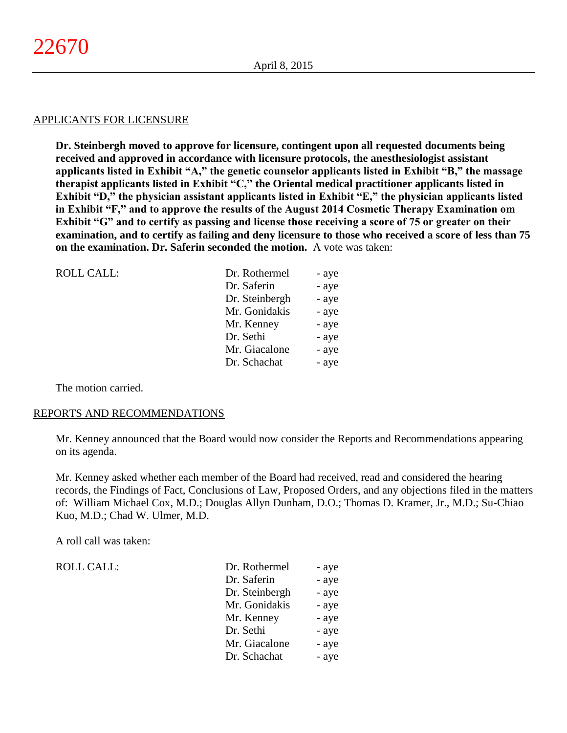## APPLICANTS FOR LICENSURE

**Dr. Steinbergh moved to approve for licensure, contingent upon all requested documents being received and approved in accordance with licensure protocols, the anesthesiologist assistant applicants listed in Exhibit "A," the genetic counselor applicants listed in Exhibit "B," the massage therapist applicants listed in Exhibit "C," the Oriental medical practitioner applicants listed in Exhibit "D," the physician assistant applicants listed in Exhibit "E," the physician applicants listed in Exhibit "F," and to approve the results of the August 2014 Cosmetic Therapy Examination om Exhibit "G" and to certify as passing and license those receiving a score of 75 or greater on their examination, and to certify as failing and deny licensure to those who received a score of less than 75 on the examination. Dr. Saferin seconded the motion.** A vote was taken:

| ROLL CALL: | Dr. Rothermel | - aye |
|---|---|---|
| | Dr. Saferin | - aye |
| | Dr. Steinbergh | - aye |
| | Mr. Gonidakis | - aye |
| | Mr. Kenney | - aye |
| | Dr. Sethi | - aye |
| | Mr. Giacalone | - aye |
| | Dr. Schachat | - aye |

The motion carried.

## REPORTS AND RECOMMENDATIONS

Mr. Kenney announced that the Board would now consider the Reports and Recommendations appearing on its agenda.

Mr. Kenney asked whether each member of the Board had received, read and considered the hearing records, the Findings of Fact, Conclusions of Law, Proposed Orders, and any objections filed in the matters of: William Michael Cox, M.D.; Douglas Allyn Dunham, D.O.; Thomas D. Kramer, Jr., M.D.; Su-Chiao Kuo, M.D.; Chad W. Ulmer, M.D.

A roll call was taken:

| ROLL CALL: | Dr. Rothermel | - aye |
|---|---|---|
| | Dr. Saferin | - aye |
| | Dr. Steinbergh | - aye |
| | Mr. Gonidakis | - aye |
| | Mr. Kenney | - aye |
| | Dr. Sethi | - aye |
| | Mr. Giacalone | - aye |
| | Dr. Schachat | - aye |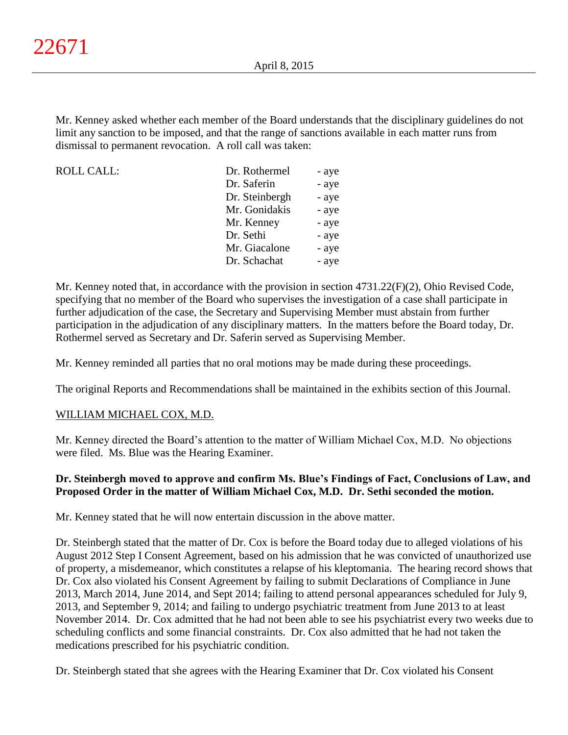Mr. Kenney asked whether each member of the Board understands that the disciplinary guidelines do not limit any sanction to be imposed, and that the range of sanctions available in each matter runs from dismissal to permanent revocation. A roll call was taken:

| ROLL CALL: | | |
|---|---|---|
| | Dr. Rothermel | - aye |
| | Dr. Saferin | - aye |
| | Dr. Steinbergh | - aye |
| | Mr. Gonidakis | - aye |
| | Mr. Kenney | - aye |
| | Dr. Sethi | - aye |
| | Mr. Giacalone | - aye |
| | Dr. Schachat | - aye |

Mr. Kenney noted that, in accordance with the provision in section 4731.22(F)(2), Ohio Revised Code, specifying that no member of the Board who supervises the investigation of a case shall participate in further adjudication of the case, the Secretary and Supervising Member must abstain from further participation in the adjudication of any disciplinary matters. In the matters before the Board today, Dr. Rothermel served as Secretary and Dr. Saferin served as Supervising Member.

Mr. Kenney reminded all parties that no oral motions may be made during these proceedings.

The original Reports and Recommendations shall be maintained in the exhibits section of this Journal.

WILLIAM MICHAEL COX, M.D.

Mr. Kenney directed the Board's attention to the matter of William Michael Cox, M.D. No objections were filed. Ms. Blue was the Hearing Examiner.

**Dr. Steinbergh moved to approve and confirm Ms. Blue's Findings of Fact, Conclusions of Law, and Proposed Order in the matter of William Michael Cox, M.D. Dr. Sethi seconded the motion.**

Mr. Kenney stated that he will now entertain discussion in the above matter.

Dr. Steinbergh stated that the matter of Dr. Cox is before the Board today due to alleged violations of his August 2012 Step I Consent Agreement, based on his admission that he was convicted of unauthorized use of property, a misdemeanor, which constitutes a relapse of his kleptomania. The hearing record shows that Dr. Cox also violated his Consent Agreement by failing to submit Declarations of Compliance in June 2013, March 2014, June 2014, and Sept 2014; failing to attend personal appearances scheduled for July 9, 2013, and September 9, 2014; and failing to undergo psychiatric treatment from June 2013 to at least November 2014. Dr. Cox admitted that he had not been able to see his psychiatrist every two weeks due to scheduling conflicts and some financial constraints. Dr. Cox also admitted that he had not taken the medications prescribed for his psychiatric condition.

Dr. Steinbergh stated that she agrees with the Hearing Examiner that Dr. Cox violated his Consent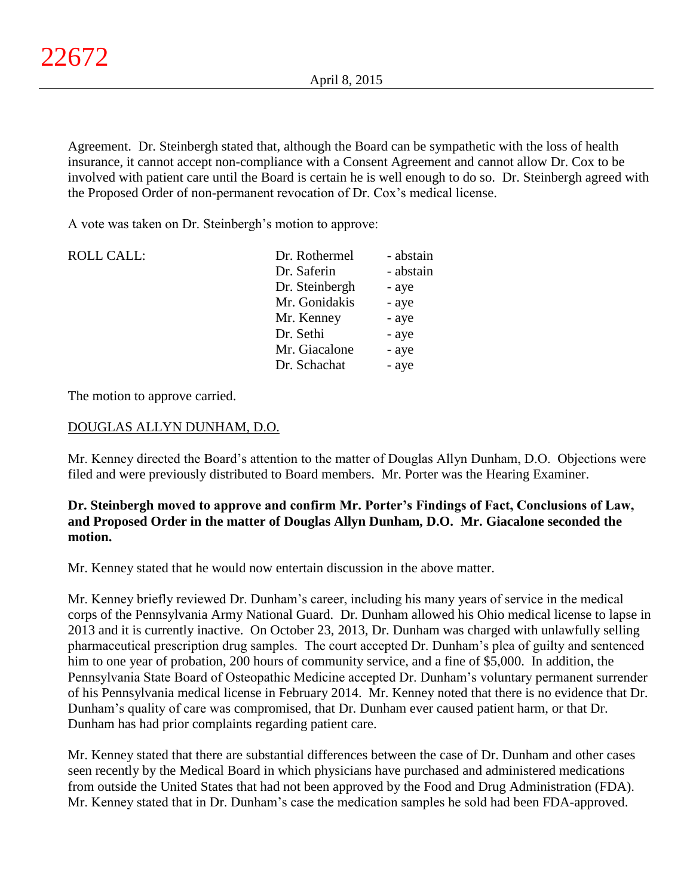Agreement. Dr. Steinbergh stated that, although the Board can be sympathetic with the loss of health insurance, it cannot accept non-compliance with a Consent Agreement and cannot allow Dr. Cox to be involved with patient care until the Board is certain he is well enough to do so. Dr. Steinbergh agreed with the Proposed Order of non-permanent revocation of Dr. Cox's medical license.

A vote was taken on Dr. Steinbergh's motion to approve:

| ROLL CALL: | Dr. Rothermel | - abstain |
|---|---|---|
| | Dr. Saferin | - abstain |
| | Dr. Steinbergh | - aye |
| | Mr. Gonidakis | - aye |
| | Mr. Kenney | - aye |
| | Dr. Sethi | - aye |
| | Mr. Giacalone | - aye |
| | Dr. Schachat | - aye |

The motion to approve carried.

<u>DOUGLAS ALLYN DUNHAM, D.O.</u>

Mr. Kenney directed the Board's attention to the matter of Douglas Allyn Dunham, D.O. Objections were filed and were previously distributed to Board members. Mr. Porter was the Hearing Examiner.

**Dr. Steinbergh moved to approve and confirm Mr. Porter's Findings of Fact, Conclusions of Law, and Proposed Order in the matter of Douglas Allyn Dunham, D.O. Mr. Giacalone seconded the motion.**

Mr. Kenney stated that he would now entertain discussion in the above matter.

Mr. Kenney briefly reviewed Dr. Dunham's career, including his many years of service in the medical corps of the Pennsylvania Army National Guard. Dr. Dunham allowed his Ohio medical license to lapse in 2013 and it is currently inactive. On October 23, 2013, Dr. Dunham was charged with unlawfully selling pharmaceutical prescription drug samples. The court accepted Dr. Dunham's plea of guilty and sentenced him to one year of probation, 200 hours of community service, and a fine of $5,000. In addition, the Pennsylvania State Board of Osteopathic Medicine accepted Dr. Dunham's voluntary permanent surrender of his Pennsylvania medical license in February 2014. Mr. Kenney noted that there is no evidence that Dr. Dunham's quality of care was compromised, that Dr. Dunham ever caused patient harm, or that Dr. Dunham has had prior complaints regarding patient care.

Mr. Kenney stated that there are substantial differences between the case of Dr. Dunham and other cases seen recently by the Medical Board in which physicians have purchased and administered medications from outside the United States that had not been approved by the Food and Drug Administration (FDA). Mr. Kenney stated that in Dr. Dunham's case the medication samples he sold had been FDA-approved.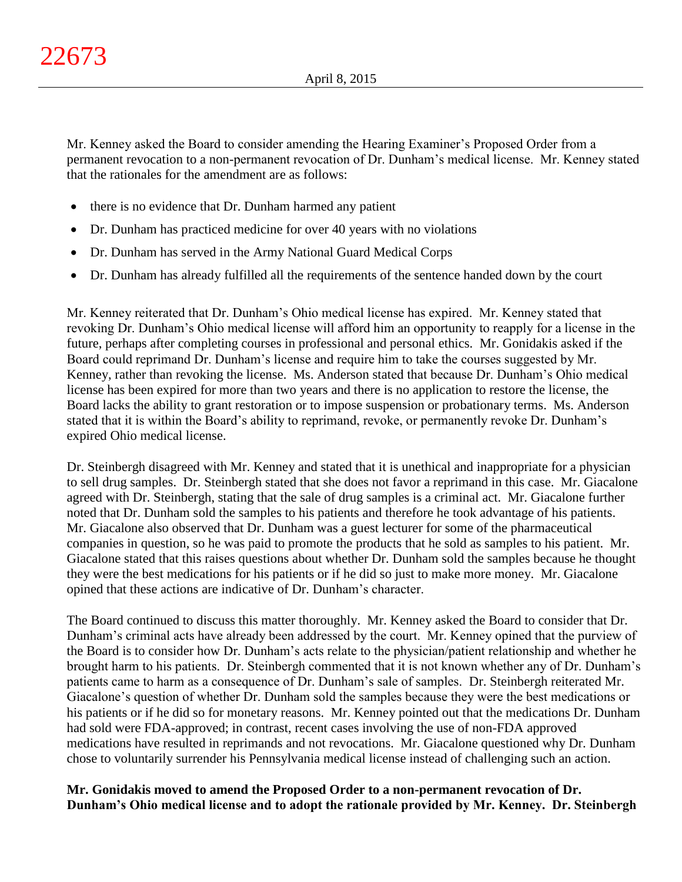Mr. Kenney asked the Board to consider amending the Hearing Examiner's Proposed Order from a permanent revocation to a non-permanent revocation of Dr. Dunham's medical license. Mr. Kenney stated that the rationales for the amendment are as follows:

- there is no evidence that Dr. Dunham harmed any patient
- Dr. Dunham has practiced medicine for over 40 years with no violations
- Dr. Dunham has served in the Army National Guard Medical Corps
- Dr. Dunham has already fulfilled all the requirements of the sentence handed down by the court

Mr. Kenney reiterated that Dr. Dunham's Ohio medical license has expired. Mr. Kenney stated that revoking Dr. Dunham's Ohio medical license will afford him an opportunity to reapply for a license in the future, perhaps after completing courses in professional and personal ethics. Mr. Gonidakis asked if the Board could reprimand Dr. Dunham's license and require him to take the courses suggested by Mr. Kenney, rather than revoking the license. Ms. Anderson stated that because Dr. Dunham's Ohio medical license has been expired for more than two years and there is no application to restore the license, the Board lacks the ability to grant restoration or to impose suspension or probationary terms. Ms. Anderson stated that it is within the Board's ability to reprimand, revoke, or permanently revoke Dr. Dunham's expired Ohio medical license.

Dr. Steinbergh disagreed with Mr. Kenney and stated that it is unethical and inappropriate for a physician to sell drug samples. Dr. Steinbergh stated that she does not favor a reprimand in this case. Mr. Giacalone agreed with Dr. Steinbergh, stating that the sale of drug samples is a criminal act. Mr. Giacalone further noted that Dr. Dunham sold the samples to his patients and therefore he took advantage of his patients. Mr. Giacalone also observed that Dr. Dunham was a guest lecturer for some of the pharmaceutical companies in question, so he was paid to promote the products that he sold as samples to his patient. Mr. Giacalone stated that this raises questions about whether Dr. Dunham sold the samples because he thought they were the best medications for his patients or if he did so just to make more money. Mr. Giacalone opined that these actions are indicative of Dr. Dunham's character.

The Board continued to discuss this matter thoroughly. Mr. Kenney asked the Board to consider that Dr. Dunham's criminal acts have already been addressed by the court. Mr. Kenney opined that the purview of the Board is to consider how Dr. Dunham's acts relate to the physician/patient relationship and whether he brought harm to his patients. Dr. Steinbergh commented that it is not known whether any of Dr. Dunham's patients came to harm as a consequence of Dr. Dunham's sale of samples. Dr. Steinbergh reiterated Mr. Giacalone's question of whether Dr. Dunham sold the samples because they were the best medications or his patients or if he did so for monetary reasons. Mr. Kenney pointed out that the medications Dr. Dunham had sold were FDA-approved; in contrast, recent cases involving the use of non-FDA approved medications have resulted in reprimands and not revocations. Mr. Giacalone questioned why Dr. Dunham chose to voluntarily surrender his Pennsylvania medical license instead of challenging such an action.

**Mr. Gonidakis moved to amend the Proposed Order to a non-permanent revocation of Dr. Dunham's Ohio medical license and to adopt the rationale provided by Mr. Kenney. Dr. Steinbergh**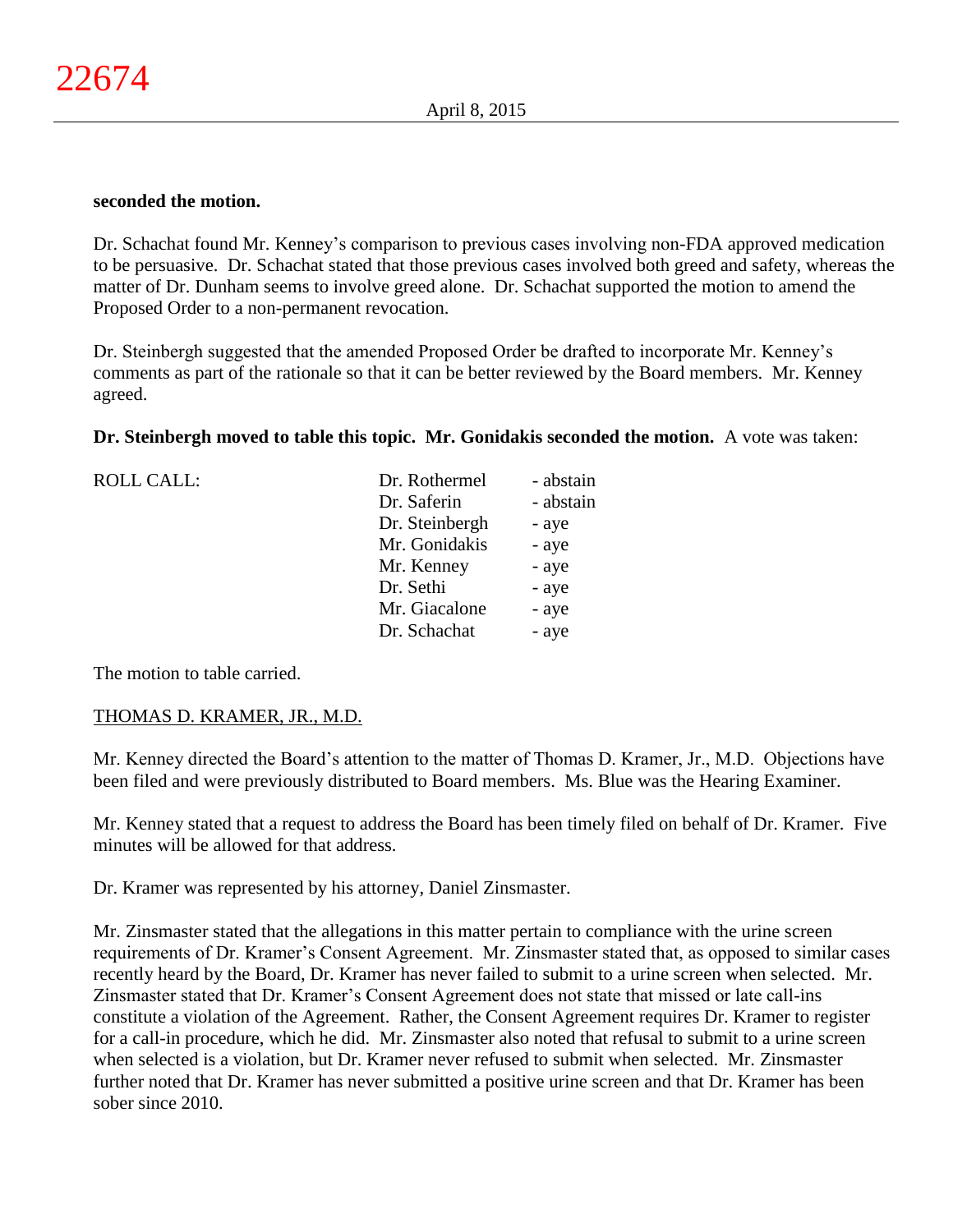**seconded the motion.**

Dr. Schachat found Mr. Kenney's comparison to previous cases involving non-FDA approved medication to be persuasive. Dr. Schachat stated that those previous cases involved both greed and safety, whereas the matter of Dr. Dunham seems to involve greed alone. Dr. Schachat supported the motion to amend the Proposed Order to a non-permanent revocation.

Dr. Steinbergh suggested that the amended Proposed Order be drafted to incorporate Mr. Kenney's comments as part of the rationale so that it can be better reviewed by the Board members. Mr. Kenney agreed.

**Dr. Steinbergh moved to table this topic. Mr. Gonidakis seconded the motion.** A vote was taken:

| ROLL CALL: | Dr. Rothermel | - abstain |
|---|---|---|
| | Dr. Saferin | - abstain |
| | Dr. Steinbergh | - aye |
| | Mr. Gonidakis | - aye |
| | Mr. Kenney | - aye |
| | Dr. Sethi | - aye |
| | Mr. Giacalone | - aye |
| | Dr. Schachat | - aye |

The motion to table carried.

THOMAS D. KRAMER, JR., M.D.

Mr. Kenney directed the Board's attention to the matter of Thomas D. Kramer, Jr., M.D. Objections have been filed and were previously distributed to Board members. Ms. Blue was the Hearing Examiner.

Mr. Kenney stated that a request to address the Board has been timely filed on behalf of Dr. Kramer. Five minutes will be allowed for that address.

Dr. Kramer was represented by his attorney, Daniel Zinsmaster.

Mr. Zinsmaster stated that the allegations in this matter pertain to compliance with the urine screen requirements of Dr. Kramer's Consent Agreement. Mr. Zinsmaster stated that, as opposed to similar cases recently heard by the Board, Dr. Kramer has never failed to submit to a urine screen when selected. Mr. Zinsmaster stated that Dr. Kramer's Consent Agreement does not state that missed or late call-ins constitute a violation of the Agreement. Rather, the Consent Agreement requires Dr. Kramer to register for a call-in procedure, which he did. Mr. Zinsmaster also noted that refusal to submit to a urine screen when selected is a violation, but Dr. Kramer never refused to submit when selected. Mr. Zinsmaster further noted that Dr. Kramer has never submitted a positive urine screen and that Dr. Kramer has been sober since 2010.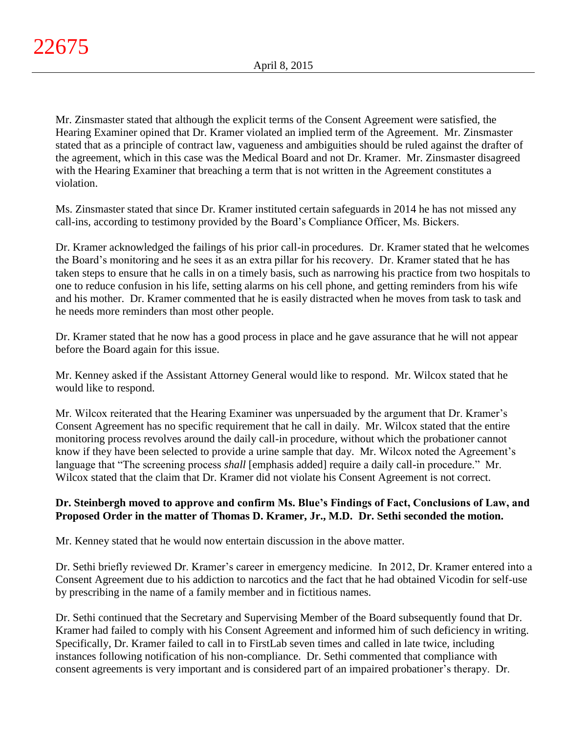Mr. Zinsmaster stated that although the explicit terms of the Consent Agreement were satisfied, the Hearing Examiner opined that Dr. Kramer violated an implied term of the Agreement. Mr. Zinsmaster stated that as a principle of contract law, vagueness and ambiguities should be ruled against the drafter of the agreement, which in this case was the Medical Board and not Dr. Kramer. Mr. Zinsmaster disagreed with the Hearing Examiner that breaching a term that is not written in the Agreement constitutes a violation.

Ms. Zinsmaster stated that since Dr. Kramer instituted certain safeguards in 2014 he has not missed any call-ins, according to testimony provided by the Board's Compliance Officer, Ms. Bickers.

Dr. Kramer acknowledged the failings of his prior call-in procedures. Dr. Kramer stated that he welcomes the Board's monitoring and he sees it as an extra pillar for his recovery. Dr. Kramer stated that he has taken steps to ensure that he calls in on a timely basis, such as narrowing his practice from two hospitals to one to reduce confusion in his life, setting alarms on his cell phone, and getting reminders from his wife and his mother. Dr. Kramer commented that he is easily distracted when he moves from task to task and he needs more reminders than most other people.

Dr. Kramer stated that he now has a good process in place and he gave assurance that he will not appear before the Board again for this issue.

Mr. Kenney asked if the Assistant Attorney General would like to respond. Mr. Wilcox stated that he would like to respond.

Mr. Wilcox reiterated that the Hearing Examiner was unpersuaded by the argument that Dr. Kramer's Consent Agreement has no specific requirement that he call in daily. Mr. Wilcox stated that the entire monitoring process revolves around the daily call-in procedure, without which the probationer cannot know if they have been selected to provide a urine sample that day. Mr. Wilcox noted the Agreement's language that "The screening process *shall* [emphasis added] require a daily call-in procedure." Mr. Wilcox stated that the claim that Dr. Kramer did not violate his Consent Agreement is not correct.

**Dr. Steinbergh moved to approve and confirm Ms. Blue's Findings of Fact, Conclusions of Law, and Proposed Order in the matter of Thomas D. Kramer, Jr., M.D. Dr. Sethi seconded the motion.**

Mr. Kenney stated that he would now entertain discussion in the above matter.

Dr. Sethi briefly reviewed Dr. Kramer's career in emergency medicine. In 2012, Dr. Kramer entered into a Consent Agreement due to his addiction to narcotics and the fact that he had obtained Vicodin for self-use by prescribing in the name of a family member and in fictitious names.

Dr. Sethi continued that the Secretary and Supervising Member of the Board subsequently found that Dr. Kramer had failed to comply with his Consent Agreement and informed him of such deficiency in writing. Specifically, Dr. Kramer failed to call in to FirstLab seven times and called in late twice, including instances following notification of his non-compliance. Dr. Sethi commented that compliance with consent agreements is very important and is considered part of an impaired probationer's therapy. Dr.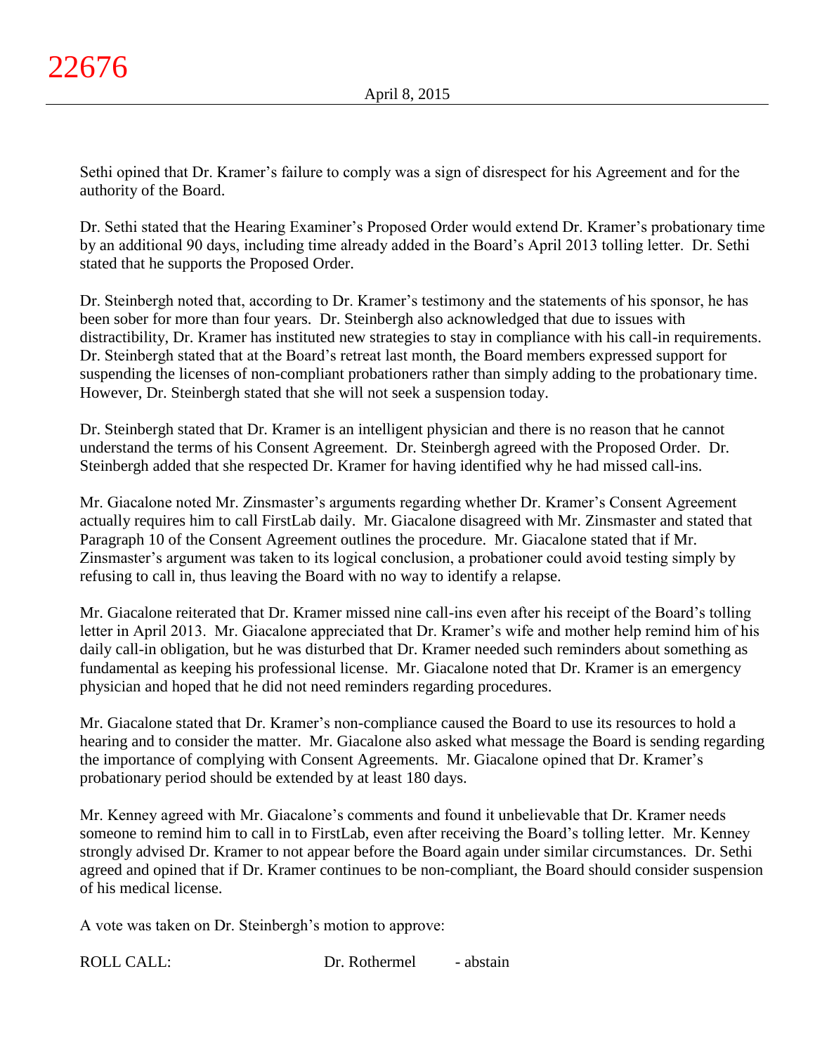Sethi opined that Dr. Kramer's failure to comply was a sign of disrespect for his Agreement and for the authority of the Board.

Dr. Sethi stated that the Hearing Examiner's Proposed Order would extend Dr. Kramer's probationary time by an additional 90 days, including time already added in the Board's April 2013 tolling letter. Dr. Sethi stated that he supports the Proposed Order.

Dr. Steinbergh noted that, according to Dr. Kramer's testimony and the statements of his sponsor, he has been sober for more than four years. Dr. Steinbergh also acknowledged that due to issues with distractibility, Dr. Kramer has instituted new strategies to stay in compliance with his call-in requirements. Dr. Steinbergh stated that at the Board's retreat last month, the Board members expressed support for suspending the licenses of non-compliant probationers rather than simply adding to the probationary time. However, Dr. Steinbergh stated that she will not seek a suspension today.

Dr. Steinbergh stated that Dr. Kramer is an intelligent physician and there is no reason that he cannot understand the terms of his Consent Agreement. Dr. Steinbergh agreed with the Proposed Order. Dr. Steinbergh added that she respected Dr. Kramer for having identified why he had missed call-ins.

Mr. Giacalone noted Mr. Zinsmaster's arguments regarding whether Dr. Kramer's Consent Agreement actually requires him to call FirstLab daily. Mr. Giacalone disagreed with Mr. Zinsmaster and stated that Paragraph 10 of the Consent Agreement outlines the procedure. Mr. Giacalone stated that if Mr. Zinsmaster's argument was taken to its logical conclusion, a probationer could avoid testing simply by refusing to call in, thus leaving the Board with no way to identify a relapse.

Mr. Giacalone reiterated that Dr. Kramer missed nine call-ins even after his receipt of the Board's tolling letter in April 2013. Mr. Giacalone appreciated that Dr. Kramer's wife and mother help remind him of his daily call-in obligation, but he was disturbed that Dr. Kramer needed such reminders about something as fundamental as keeping his professional license. Mr. Giacalone noted that Dr. Kramer is an emergency physician and hoped that he did not need reminders regarding procedures.

Mr. Giacalone stated that Dr. Kramer's non-compliance caused the Board to use its resources to hold a hearing and to consider the matter. Mr. Giacalone also asked what message the Board is sending regarding the importance of complying with Consent Agreements. Mr. Giacalone opined that Dr. Kramer's probationary period should be extended by at least 180 days.

Mr. Kenney agreed with Mr. Giacalone's comments and found it unbelievable that Dr. Kramer needs someone to remind him to call in to FirstLab, even after receiving the Board's tolling letter. Mr. Kenney strongly advised Dr. Kramer to not appear before the Board again under similar circumstances. Dr. Sethi agreed and opined that if Dr. Kramer continues to be non-compliant, the Board should consider suspension of his medical license.

A vote was taken on Dr. Steinbergh's motion to approve:

| ROLL CALL: | Dr. Rothermel | - abstain |
|---|---|---|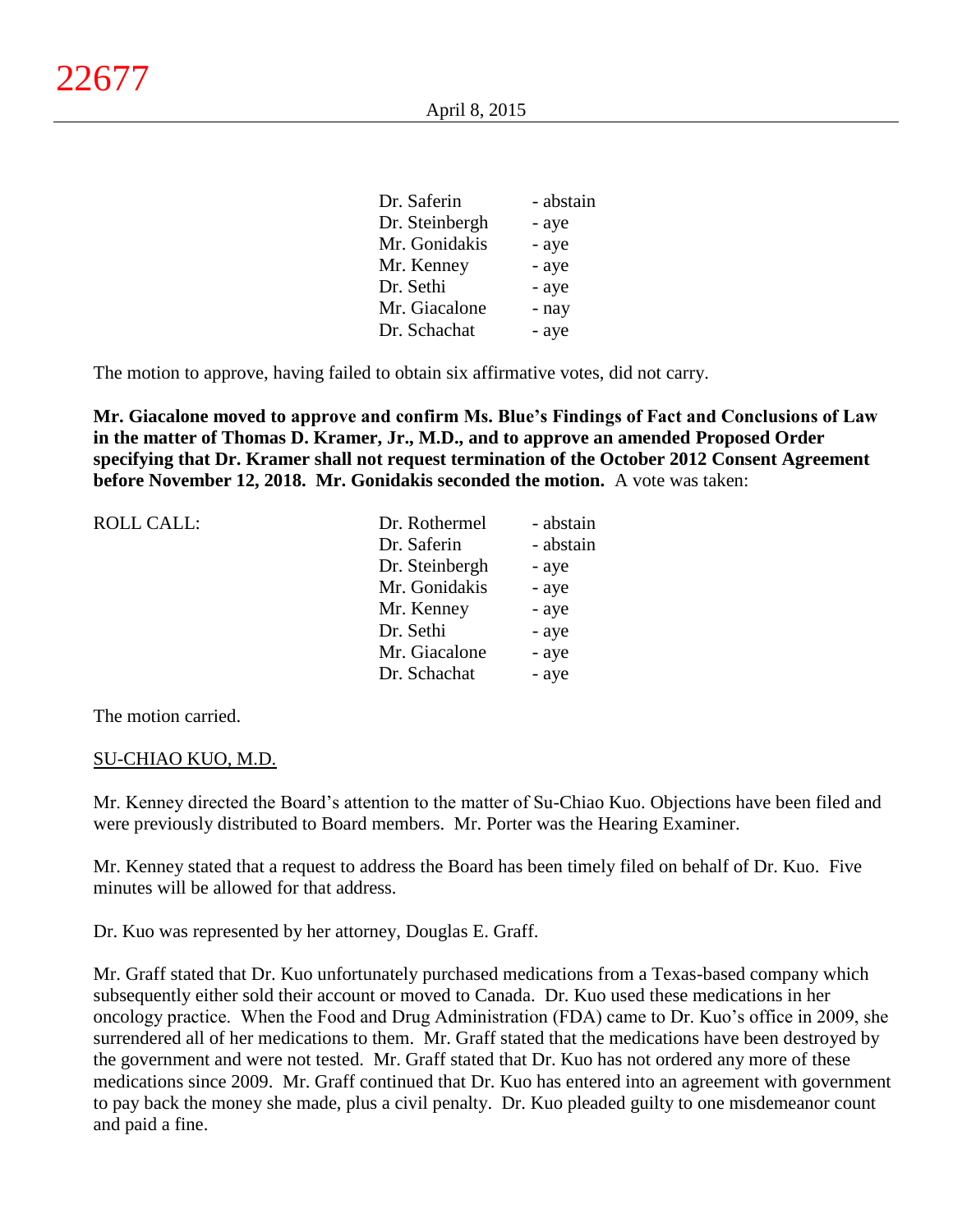| | |
|---|---|
| Dr. Saferin | - abstain |
| Dr. Steinbergh | - aye |
| Mr. Gonidakis | - aye |
| Mr. Kenney | - aye |
| Dr. Sethi | - aye |
| Mr. Giacalone | - nay |
| Dr. Schachat | - aye |

The motion to approve, having failed to obtain six affirmative votes, did not carry.

**Mr. Giacalone moved to approve and confirm Ms. Blue's Findings of Fact and Conclusions of Law in the matter of Thomas D. Kramer, Jr., M.D., and to approve an amended Proposed Order specifying that Dr. Kramer shall not request termination of the October 2012 Consent Agreement before November 12, 2018. Mr. Gonidakis seconded the motion.** A vote was taken:

| ROLL CALL: | | |
|---|---|---|
| | Dr. Rothermel | - abstain |
| | Dr. Saferin | - abstain |
| | Dr. Steinbergh | - aye |
| | Mr. Gonidakis | - aye |
| | Mr. Kenney | - aye |
| | Dr. Sethi | - aye |
| | Mr. Giacalone | - aye |
| | Dr. Schachat | - aye |

The motion carried.

SU-CHIAO KUO, M.D.

Mr. Kenney directed the Board's attention to the matter of Su-Chiao Kuo. Objections have been filed and were previously distributed to Board members. Mr. Porter was the Hearing Examiner.

Mr. Kenney stated that a request to address the Board has been timely filed on behalf of Dr. Kuo. Five minutes will be allowed for that address.

Dr. Kuo was represented by her attorney, Douglas E. Graff.

Mr. Graff stated that Dr. Kuo unfortunately purchased medications from a Texas-based company which subsequently either sold their account or moved to Canada. Dr. Kuo used these medications in her oncology practice. When the Food and Drug Administration (FDA) came to Dr. Kuo's office in 2009, she surrendered all of her medications to them. Mr. Graff stated that the medications have been destroyed by the government and were not tested. Mr. Graff stated that Dr. Kuo has not ordered any more of these medications since 2009. Mr. Graff continued that Dr. Kuo has entered into an agreement with government to pay back the money she made, plus a civil penalty. Dr. Kuo pleaded guilty to one misdemeanor count and paid a fine.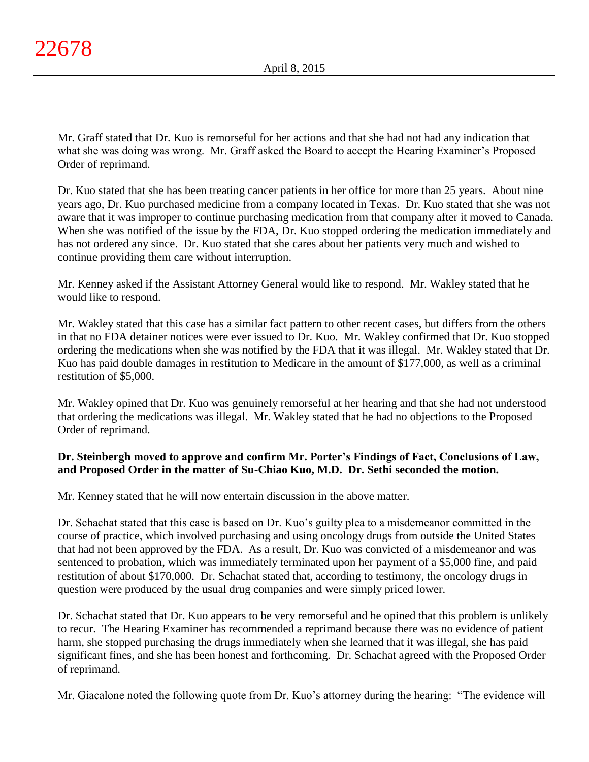Mr. Graff stated that Dr. Kuo is remorseful for her actions and that she had not had any indication that what she was doing was wrong. Mr. Graff asked the Board to accept the Hearing Examiner's Proposed Order of reprimand.

Dr. Kuo stated that she has been treating cancer patients in her office for more than 25 years. About nine years ago, Dr. Kuo purchased medicine from a company located in Texas. Dr. Kuo stated that she was not aware that it was improper to continue purchasing medication from that company after it moved to Canada. When she was notified of the issue by the FDA, Dr. Kuo stopped ordering the medication immediately and has not ordered any since. Dr. Kuo stated that she cares about her patients very much and wished to continue providing them care without interruption.

Mr. Kenney asked if the Assistant Attorney General would like to respond. Mr. Wakley stated that he would like to respond.

Mr. Wakley stated that this case has a similar fact pattern to other recent cases, but differs from the others in that no FDA detainer notices were ever issued to Dr. Kuo. Mr. Wakley confirmed that Dr. Kuo stopped ordering the medications when she was notified by the FDA that it was illegal. Mr. Wakley stated that Dr. Kuo has paid double damages in restitution to Medicare in the amount of $177,000, as well as a criminal restitution of $5,000.

Mr. Wakley opined that Dr. Kuo was genuinely remorseful at her hearing and that she had not understood that ordering the medications was illegal. Mr. Wakley stated that he had no objections to the Proposed Order of reprimand.

**Dr. Steinbergh moved to approve and confirm Mr. Porter's Findings of Fact, Conclusions of Law, and Proposed Order in the matter of Su-Chiao Kuo, M.D. Dr. Sethi seconded the motion.**

Mr. Kenney stated that he will now entertain discussion in the above matter.

Dr. Schachat stated that this case is based on Dr. Kuo's guilty plea to a misdemeanor committed in the course of practice, which involved purchasing and using oncology drugs from outside the United States that had not been approved by the FDA. As a result, Dr. Kuo was convicted of a misdemeanor and was sentenced to probation, which was immediately terminated upon her payment of a $5,000 fine, and paid restitution of about $170,000. Dr. Schachat stated that, according to testimony, the oncology drugs in question were produced by the usual drug companies and were simply priced lower.

Dr. Schachat stated that Dr. Kuo appears to be very remorseful and he opined that this problem is unlikely to recur. The Hearing Examiner has recommended a reprimand because there was no evidence of patient harm, she stopped purchasing the drugs immediately when she learned that it was illegal, she has paid significant fines, and she has been honest and forthcoming. Dr. Schachat agreed with the Proposed Order of reprimand.

Mr. Giacalone noted the following quote from Dr. Kuo's attorney during the hearing: "The evidence will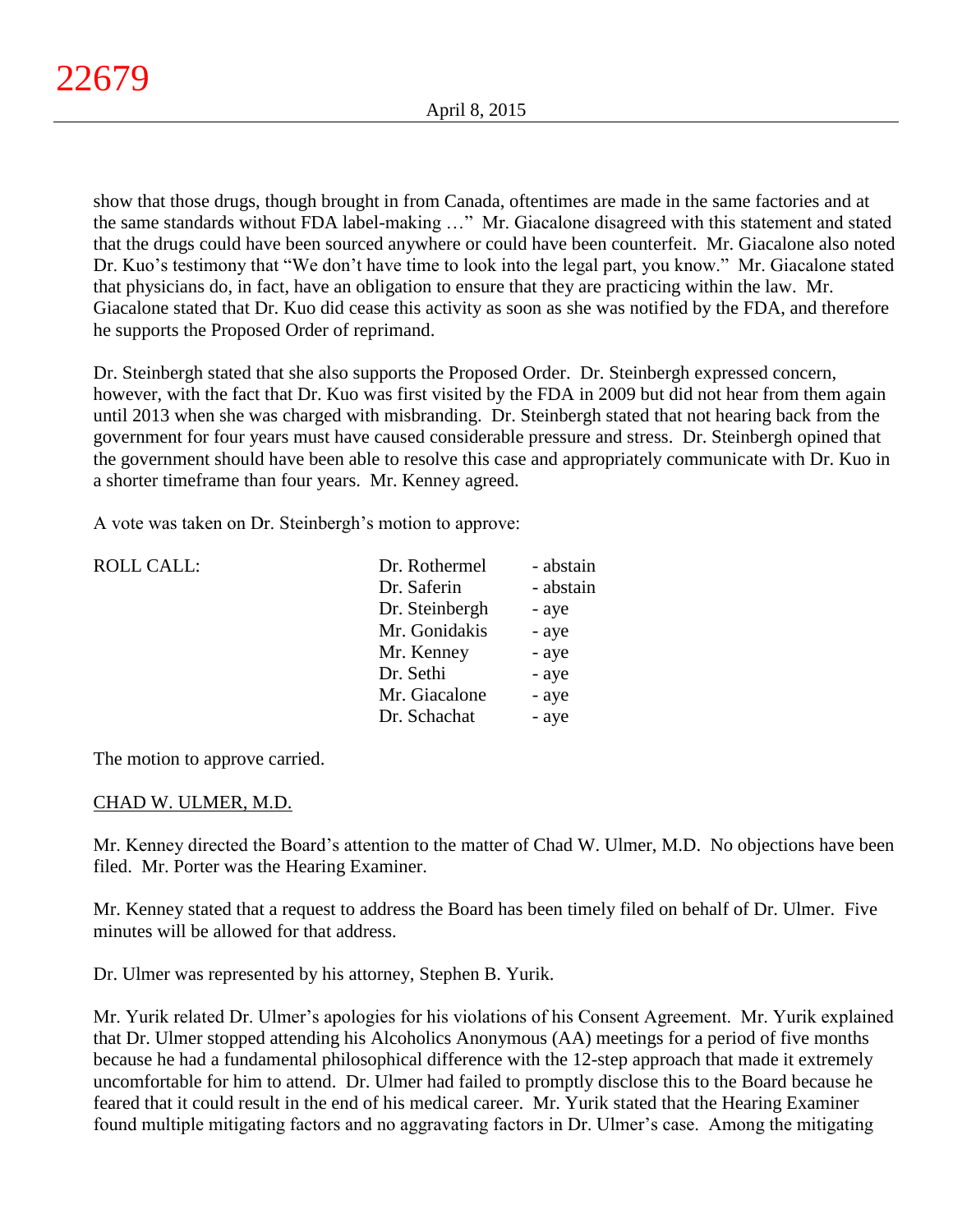show that those drugs, though brought in from Canada, oftentimes are made in the same factories and at the same standards without FDA label-making …" Mr. Giacalone disagreed with this statement and stated that the drugs could have been sourced anywhere or could have been counterfeit. Mr. Giacalone also noted Dr. Kuo's testimony that "We don't have time to look into the legal part, you know." Mr. Giacalone stated that physicians do, in fact, have an obligation to ensure that they are practicing within the law. Mr. Giacalone stated that Dr. Kuo did cease this activity as soon as she was notified by the FDA, and therefore he supports the Proposed Order of reprimand.

Dr. Steinbergh stated that she also supports the Proposed Order. Dr. Steinbergh expressed concern, however, with the fact that Dr. Kuo was first visited by the FDA in 2009 but did not hear from them again until 2013 when she was charged with misbranding. Dr. Steinbergh stated that not hearing back from the government for four years must have caused considerable pressure and stress. Dr. Steinbergh opined that the government should have been able to resolve this case and appropriately communicate with Dr. Kuo in a shorter timeframe than four years. Mr. Kenney agreed.

A vote was taken on Dr. Steinbergh's motion to approve:

| ROLL CALL: | | |
|---|---|---|
| | Dr. Rothermel | - abstain |
| | Dr. Saferin | - abstain |
| | Dr. Steinbergh | - aye |
| | Mr. Gonidakis | - aye |
| | Mr. Kenney | - aye |
| | Dr. Sethi | - aye |
| | Mr. Giacalone | - aye |
| | Dr. Schachat | - aye |

The motion to approve carried.

CHAD W. ULMER, M.D.

Mr. Kenney directed the Board's attention to the matter of Chad W. Ulmer, M.D. No objections have been filed. Mr. Porter was the Hearing Examiner.

Mr. Kenney stated that a request to address the Board has been timely filed on behalf of Dr. Ulmer. Five minutes will be allowed for that address.

Dr. Ulmer was represented by his attorney, Stephen B. Yurik.

Mr. Yurik related Dr. Ulmer's apologies for his violations of his Consent Agreement. Mr. Yurik explained that Dr. Ulmer stopped attending his Alcoholics Anonymous (AA) meetings for a period of five months because he had a fundamental philosophical difference with the 12-step approach that made it extremely uncomfortable for him to attend. Dr. Ulmer had failed to promptly disclose this to the Board because he feared that it could result in the end of his medical career. Mr. Yurik stated that the Hearing Examiner found multiple mitigating factors and no aggravating factors in Dr. Ulmer's case. Among the mitigating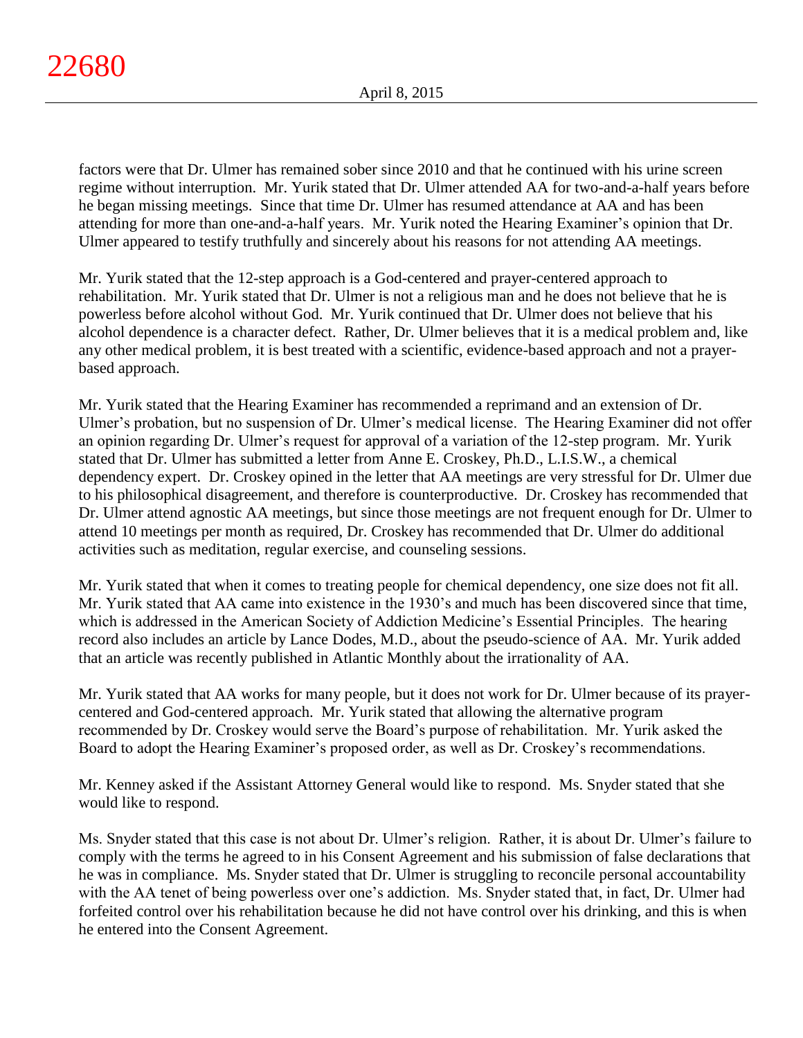factors were that Dr. Ulmer has remained sober since 2010 and that he continued with his urine screen regime without interruption. Mr. Yurik stated that Dr. Ulmer attended AA for two-and-a-half years before he began missing meetings. Since that time Dr. Ulmer has resumed attendance at AA and has been attending for more than one-and-a-half years. Mr. Yurik noted the Hearing Examiner's opinion that Dr. Ulmer appeared to testify truthfully and sincerely about his reasons for not attending AA meetings.

Mr. Yurik stated that the 12-step approach is a God-centered and prayer-centered approach to rehabilitation. Mr. Yurik stated that Dr. Ulmer is not a religious man and he does not believe that he is powerless before alcohol without God. Mr. Yurik continued that Dr. Ulmer does not believe that his alcohol dependence is a character defect. Rather, Dr. Ulmer believes that it is a medical problem and, like any other medical problem, it is best treated with a scientific, evidence-based approach and not a prayer-based approach.

Mr. Yurik stated that the Hearing Examiner has recommended a reprimand and an extension of Dr. Ulmer's probation, but no suspension of Dr. Ulmer's medical license. The Hearing Examiner did not offer an opinion regarding Dr. Ulmer's request for approval of a variation of the 12-step program. Mr. Yurik stated that Dr. Ulmer has submitted a letter from Anne E. Croskey, Ph.D., L.I.S.W., a chemical dependency expert. Dr. Croskey opined in the letter that AA meetings are very stressful for Dr. Ulmer due to his philosophical disagreement, and therefore is counterproductive. Dr. Croskey has recommended that Dr. Ulmer attend agnostic AA meetings, but since those meetings are not frequent enough for Dr. Ulmer to attend 10 meetings per month as required, Dr. Croskey has recommended that Dr. Ulmer do additional activities such as meditation, regular exercise, and counseling sessions.

Mr. Yurik stated that when it comes to treating people for chemical dependency, one size does not fit all. Mr. Yurik stated that AA came into existence in the 1930's and much has been discovered since that time, which is addressed in the American Society of Addiction Medicine's Essential Principles. The hearing record also includes an article by Lance Dodes, M.D., about the pseudo-science of AA. Mr. Yurik added that an article was recently published in Atlantic Monthly about the irrationality of AA.

Mr. Yurik stated that AA works for many people, but it does not work for Dr. Ulmer because of its prayer-centered and God-centered approach. Mr. Yurik stated that allowing the alternative program recommended by Dr. Croskey would serve the Board's purpose of rehabilitation. Mr. Yurik asked the Board to adopt the Hearing Examiner's proposed order, as well as Dr. Croskey's recommendations.

Mr. Kenney asked if the Assistant Attorney General would like to respond. Ms. Snyder stated that she would like to respond.

Ms. Snyder stated that this case is not about Dr. Ulmer's religion. Rather, it is about Dr. Ulmer's failure to comply with the terms he agreed to in his Consent Agreement and his submission of false declarations that he was in compliance. Ms. Snyder stated that Dr. Ulmer is struggling to reconcile personal accountability with the AA tenet of being powerless over one's addiction. Ms. Snyder stated that, in fact, Dr. Ulmer had forfeited control over his rehabilitation because he did not have control over his drinking, and this is when he entered into the Consent Agreement.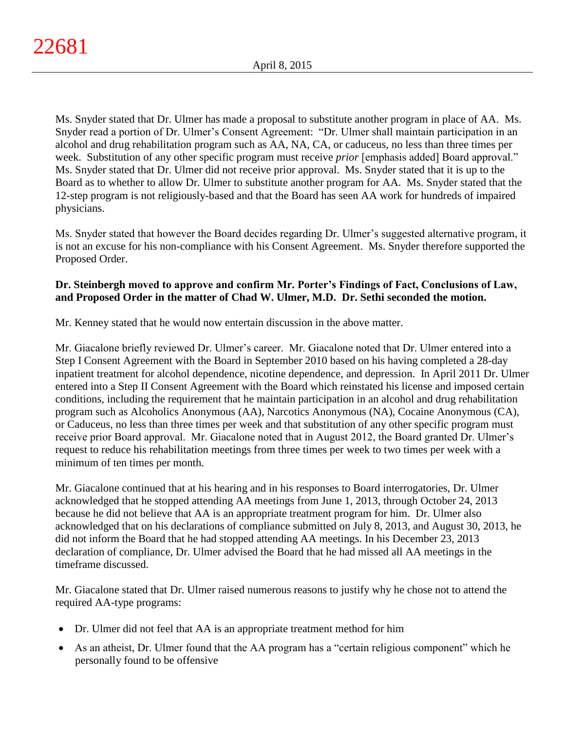Ms. Snyder stated that Dr. Ulmer has made a proposal to substitute another program in place of AA. Ms. Snyder read a portion of Dr. Ulmer's Consent Agreement: "Dr. Ulmer shall maintain participation in an alcohol and drug rehabilitation program such as AA, NA, CA, or caduceus, no less than three times per week. Substitution of any other specific program must receive *prior* [emphasis added] Board approval." Ms. Snyder stated that Dr. Ulmer did not receive prior approval. Ms. Snyder stated that it is up to the Board as to whether to allow Dr. Ulmer to substitute another program for AA. Ms. Snyder stated that the 12-step program is not religiously-based and that the Board has seen AA work for hundreds of impaired physicians.

Ms. Snyder stated that however the Board decides regarding Dr. Ulmer's suggested alternative program, it is not an excuse for his non-compliance with his Consent Agreement. Ms. Snyder therefore supported the Proposed Order.

**Dr. Steinbergh moved to approve and confirm Mr. Porter's Findings of Fact, Conclusions of Law, and Proposed Order in the matter of Chad W. Ulmer, M.D. Dr. Sethi seconded the motion.**

Mr. Kenney stated that he would now entertain discussion in the above matter.

Mr. Giacalone briefly reviewed Dr. Ulmer's career. Mr. Giacalone noted that Dr. Ulmer entered into a Step I Consent Agreement with the Board in September 2010 based on his having completed a 28-day inpatient treatment for alcohol dependence, nicotine dependence, and depression. In April 2011 Dr. Ulmer entered into a Step II Consent Agreement with the Board which reinstated his license and imposed certain conditions, including the requirement that he maintain participation in an alcohol and drug rehabilitation program such as Alcoholics Anonymous (AA), Narcotics Anonymous (NA), Cocaine Anonymous (CA), or Caduceus, no less than three times per week and that substitution of any other specific program must receive prior Board approval. Mr. Giacalone noted that in August 2012, the Board granted Dr. Ulmer's request to reduce his rehabilitation meetings from three times per week to two times per week with a minimum of ten times per month.

Mr. Giacalone continued that at his hearing and in his responses to Board interrogatories, Dr. Ulmer acknowledged that he stopped attending AA meetings from June 1, 2013, through October 24, 2013 because he did not believe that AA is an appropriate treatment program for him. Dr. Ulmer also acknowledged that on his declarations of compliance submitted on July 8, 2013, and August 30, 2013, he did not inform the Board that he had stopped attending AA meetings. In his December 23, 2013 declaration of compliance, Dr. Ulmer advised the Board that he had missed all AA meetings in the timeframe discussed.

Mr. Giacalone stated that Dr. Ulmer raised numerous reasons to justify why he chose not to attend the required AA-type programs:

- Dr. Ulmer did not feel that AA is an appropriate treatment method for him
- As an atheist, Dr. Ulmer found that the AA program has a "certain religious component" which he personally found to be offensive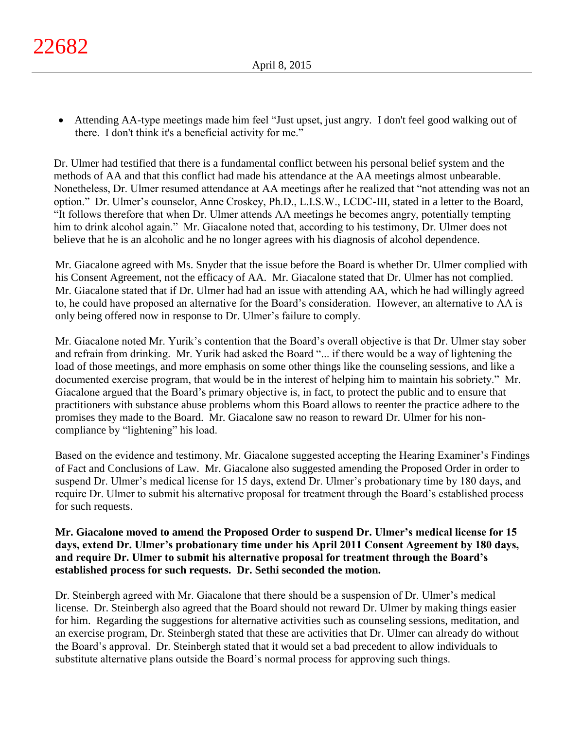- Attending AA-type meetings made him feel "Just upset, just angry. I don't feel good walking out of there. I don't think it's a beneficial activity for me."

Dr. Ulmer had testified that there is a fundamental conflict between his personal belief system and the methods of AA and that this conflict had made his attendance at the AA meetings almost unbearable. Nonetheless, Dr. Ulmer resumed attendance at AA meetings after he realized that "not attending was not an option." Dr. Ulmer's counselor, Anne Croskey, Ph.D., L.I.S.W., LCDC-III, stated in a letter to the Board, "It follows therefore that when Dr. Ulmer attends AA meetings he becomes angry, potentially tempting him to drink alcohol again." Mr. Giacalone noted that, according to his testimony, Dr. Ulmer does not believe that he is an alcoholic and he no longer agrees with his diagnosis of alcohol dependence.

Mr. Giacalone agreed with Ms. Snyder that the issue before the Board is whether Dr. Ulmer complied with his Consent Agreement, not the efficacy of AA. Mr. Giacalone stated that Dr. Ulmer has not complied. Mr. Giacalone stated that if Dr. Ulmer had had an issue with attending AA, which he had willingly agreed to, he could have proposed an alternative for the Board's consideration. However, an alternative to AA is only being offered now in response to Dr. Ulmer's failure to comply.

Mr. Giacalone noted Mr. Yurik's contention that the Board's overall objective is that Dr. Ulmer stay sober and refrain from drinking. Mr. Yurik had asked the Board "... if there would be a way of lightening the load of those meetings, and more emphasis on some other things like the counseling sessions, and like a documented exercise program, that would be in the interest of helping him to maintain his sobriety." Mr. Giacalone argued that the Board's primary objective is, in fact, to protect the public and to ensure that practitioners with substance abuse problems whom this Board allows to reenter the practice adhere to the promises they made to the Board. Mr. Giacalone saw no reason to reward Dr. Ulmer for his non-compliance by "lightening" his load.

Based on the evidence and testimony, Mr. Giacalone suggested accepting the Hearing Examiner's Findings of Fact and Conclusions of Law. Mr. Giacalone also suggested amending the Proposed Order in order to suspend Dr. Ulmer's medical license for 15 days, extend Dr. Ulmer's probationary time by 180 days, and require Dr. Ulmer to submit his alternative proposal for treatment through the Board's established process for such requests.

**Mr. Giacalone moved to amend the Proposed Order to suspend Dr. Ulmer's medical license for 15 days, extend Dr. Ulmer's probationary time under his April 2011 Consent Agreement by 180 days, and require Dr. Ulmer to submit his alternative proposal for treatment through the Board's established process for such requests. Dr. Sethi seconded the motion.**

Dr. Steinbergh agreed with Mr. Giacalone that there should be a suspension of Dr. Ulmer's medical license. Dr. Steinbergh also agreed that the Board should not reward Dr. Ulmer by making things easier for him. Regarding the suggestions for alternative activities such as counseling sessions, meditation, and an exercise program, Dr. Steinbergh stated that these are activities that Dr. Ulmer can already do without the Board's approval. Dr. Steinbergh stated that it would set a bad precedent to allow individuals to substitute alternative plans outside the Board's normal process for approving such things.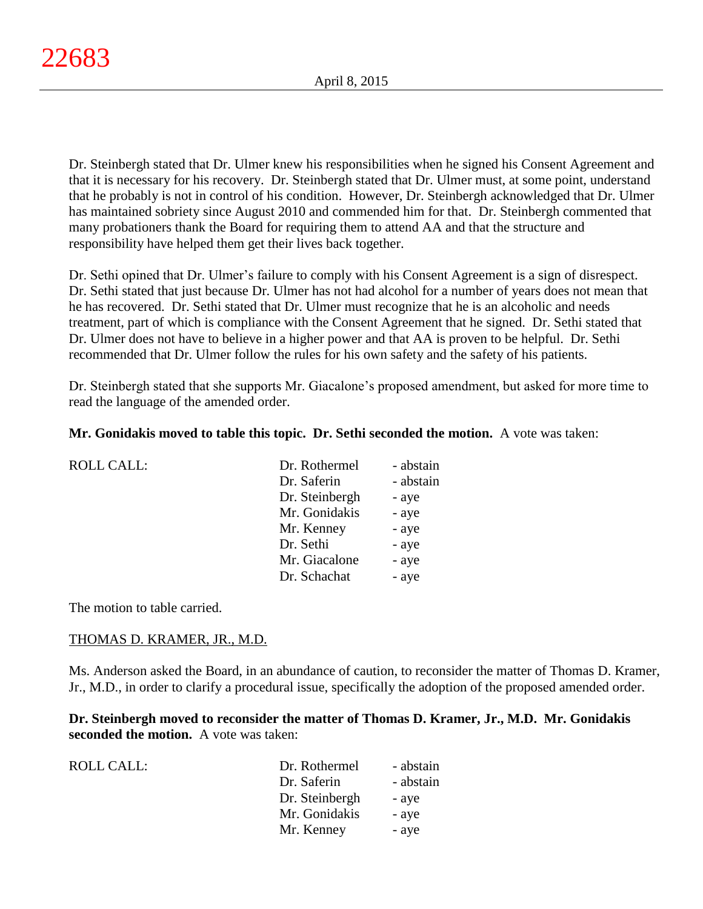Dr. Steinbergh stated that Dr. Ulmer knew his responsibilities when he signed his Consent Agreement and that it is necessary for his recovery. Dr. Steinbergh stated that Dr. Ulmer must, at some point, understand that he probably is not in control of his condition. However, Dr. Steinbergh acknowledged that Dr. Ulmer has maintained sobriety since August 2010 and commended him for that. Dr. Steinbergh commented that many probationers thank the Board for requiring them to attend AA and that the structure and responsibility have helped them get their lives back together.

Dr. Sethi opined that Dr. Ulmer's failure to comply with his Consent Agreement is a sign of disrespect. Dr. Sethi stated that just because Dr. Ulmer has not had alcohol for a number of years does not mean that he has recovered. Dr. Sethi stated that Dr. Ulmer must recognize that he is an alcoholic and needs treatment, part of which is compliance with the Consent Agreement that he signed. Dr. Sethi stated that Dr. Ulmer does not have to believe in a higher power and that AA is proven to be helpful. Dr. Sethi recommended that Dr. Ulmer follow the rules for his own safety and the safety of his patients.

Dr. Steinbergh stated that she supports Mr. Giacalone's proposed amendment, but asked for more time to read the language of the amended order.

**Mr. Gonidakis moved to table this topic. Dr. Sethi seconded the motion.** A vote was taken:

| ROLL CALL: | Dr. Rothermel | - abstain |
|---|---|---|
| | Dr. Saferin | - abstain |
| | Dr. Steinbergh | - aye |
| | Mr. Gonidakis | - aye |
| | Mr. Kenney | - aye |
| | Dr. Sethi | - aye |
| | Mr. Giacalone | - aye |
| | Dr. Schachat | - aye |

The motion to table carried.

THOMAS D. KRAMER, JR., M.D.

Ms. Anderson asked the Board, in an abundance of caution, to reconsider the matter of Thomas D. Kramer, Jr., M.D., in order to clarify a procedural issue, specifically the adoption of the proposed amended order.

**Dr. Steinbergh moved to reconsider the matter of Thomas D. Kramer, Jr., M.D. Mr. Gonidakis seconded the motion.** A vote was taken:

| ROLL CALL: | Dr. Rothermel | - abstain |
|---|---|---|
| | Dr. Saferin | - abstain |
| | Dr. Steinbergh | - aye |
| | Mr. Gonidakis | - aye |
| | Mr. Kenney | - aye |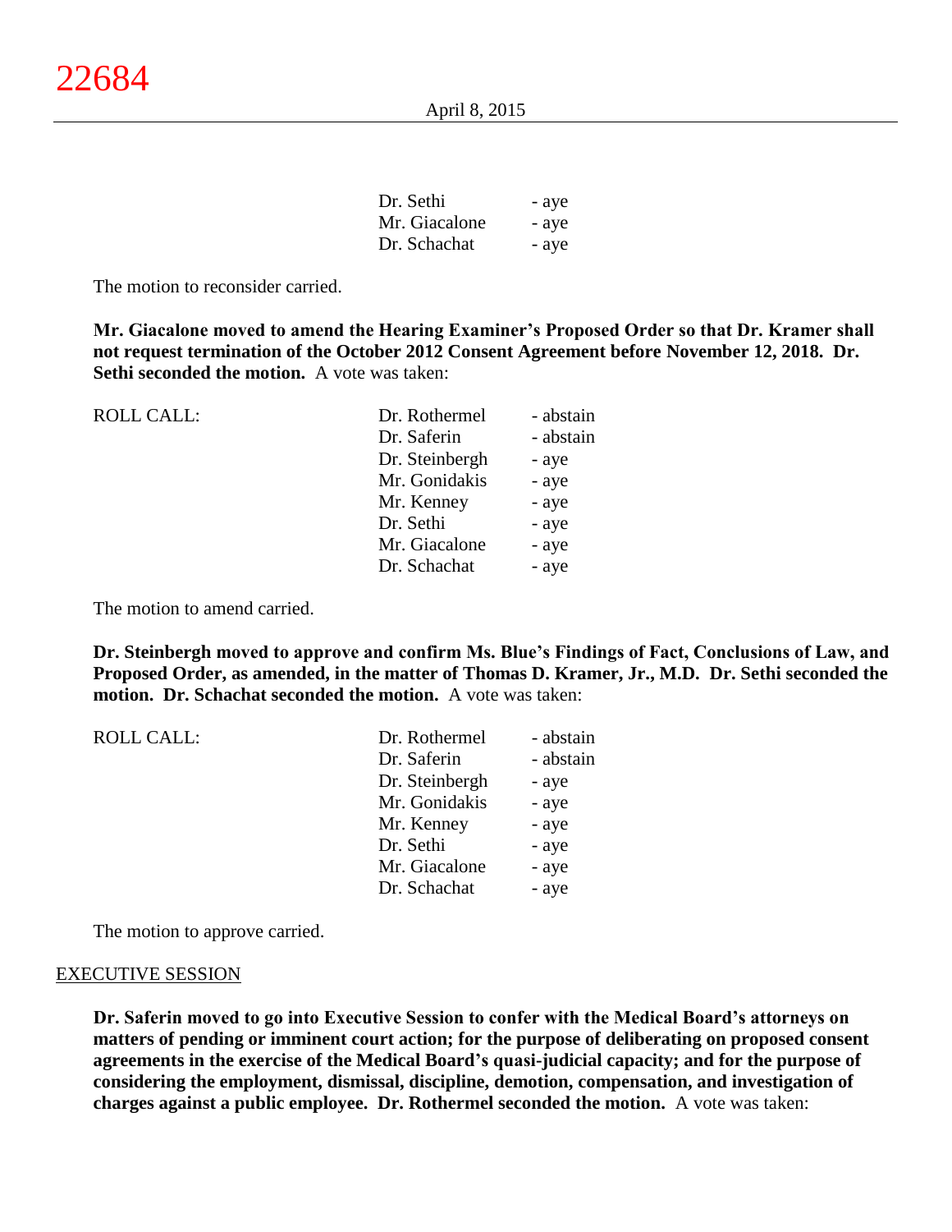| | |
|---|---|
| Dr. Sethi | - aye |
| Mr. Giacalone | - aye |
| Dr. Schachat | - aye |

The motion to reconsider carried.

**Mr. Giacalone moved to amend the Hearing Examiner's Proposed Order so that Dr. Kramer shall not request termination of the October 2012 Consent Agreement before November 12, 2018. Dr. Sethi seconded the motion.** A vote was taken:

| ROLL CALL: | | |
|---|---|---|
| | Dr. Rothermel | - abstain |
| | Dr. Saferin | - abstain |
| | Dr. Steinbergh | - aye |
| | Mr. Gonidakis | - aye |
| | Mr. Kenney | - aye |
| | Dr. Sethi | - aye |
| | Mr. Giacalone | - aye |
| | Dr. Schachat | - aye |

The motion to amend carried.

**Dr. Steinbergh moved to approve and confirm Ms. Blue's Findings of Fact, Conclusions of Law, and Proposed Order, as amended, in the matter of Thomas D. Kramer, Jr., M.D. Dr. Sethi seconded the motion. Dr. Schachat seconded the motion.** A vote was taken:

| ROLL CALL: | | |
|---|---|---|
| | Dr. Rothermel | - abstain |
| | Dr. Saferin | - abstain |
| | Dr. Steinbergh | - aye |
| | Mr. Gonidakis | - aye |
| | Mr. Kenney | - aye |
| | Dr. Sethi | - aye |
| | Mr. Giacalone | - aye |
| | Dr. Schachat | - aye |

The motion to approve carried.

## EXECUTIVE SESSION

**Dr. Saferin moved to go into Executive Session to confer with the Medical Board's attorneys on matters of pending or imminent court action; for the purpose of deliberating on proposed consent agreements in the exercise of the Medical Board's quasi-judicial capacity; and for the purpose of considering the employment, dismissal, discipline, demotion, compensation, and investigation of charges against a public employee. Dr. Rothermel seconded the motion.** A vote was taken: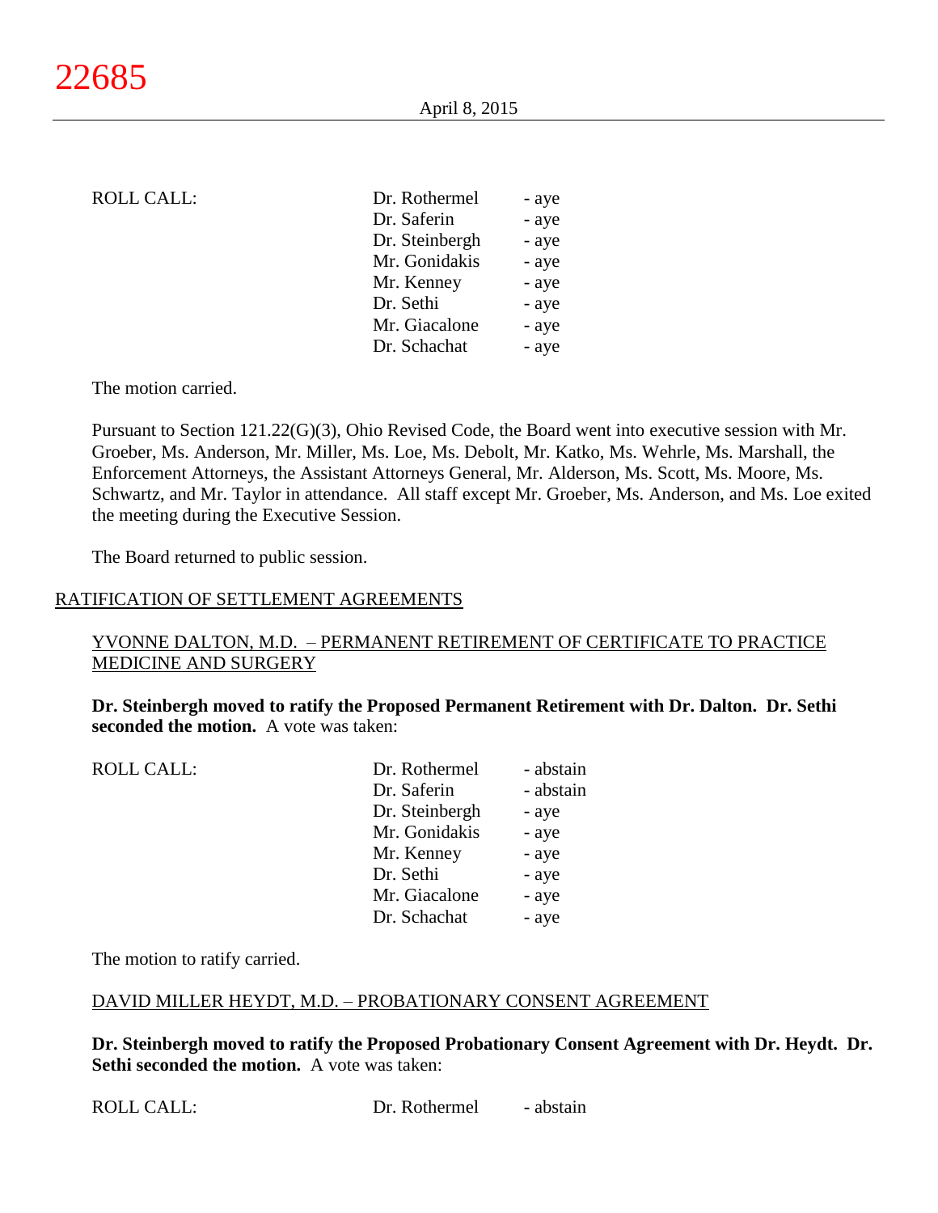| ROLL CALL: | Dr. Rothermel | - aye |
|---|---|---|
| | Dr. Saferin | - aye |
| | Dr. Steinbergh | - aye |
| | Mr. Gonidakis | - aye |
| | Mr. Kenney | - aye |
| | Dr. Sethi | - aye |
| | Mr. Giacalone | - aye |
| | Dr. Schachat | - aye |

The motion carried.

Pursuant to Section 121.22(G)(3), Ohio Revised Code, the Board went into executive session with Mr. Groeber, Ms. Anderson, Mr. Miller, Ms. Loe, Ms. Debolt, Mr. Katko, Ms. Wehrle, Ms. Marshall, the Enforcement Attorneys, the Assistant Attorneys General, Mr. Alderson, Ms. Scott, Ms. Moore, Ms. Schwartz, and Mr. Taylor in attendance. All staff except Mr. Groeber, Ms. Anderson, and Ms. Loe exited the meeting during the Executive Session.

The Board returned to public session.

## RATIFICATION OF SETTLEMENT AGREEMENTS

### YVONNE DALTON, M.D. – PERMANENT RETIREMENT OF CERTIFICATE TO PRACTICE MEDICINE AND SURGERY

**Dr. Steinbergh moved to ratify the Proposed Permanent Retirement with Dr. Dalton. Dr. Sethi seconded the motion.** A vote was taken:

| ROLL CALL: | Dr. Rothermel | - abstain |
|---|---|---|
| | Dr. Saferin | - abstain |
| | Dr. Steinbergh | - aye |
| | Mr. Gonidakis | - aye |
| | Mr. Kenney | - aye |
| | Dr. Sethi | - aye |
| | Mr. Giacalone | - aye |
| | Dr. Schachat | - aye |

The motion to ratify carried.

### DAVID MILLER HEYDT, M.D. – PROBATIONARY CONSENT AGREEMENT

**Dr. Steinbergh moved to ratify the Proposed Probationary Consent Agreement with Dr. Heydt. Dr. Sethi seconded the motion.** A vote was taken:

| ROLL CALL: | Dr. Rothermel | - abstain |
|---|---|---|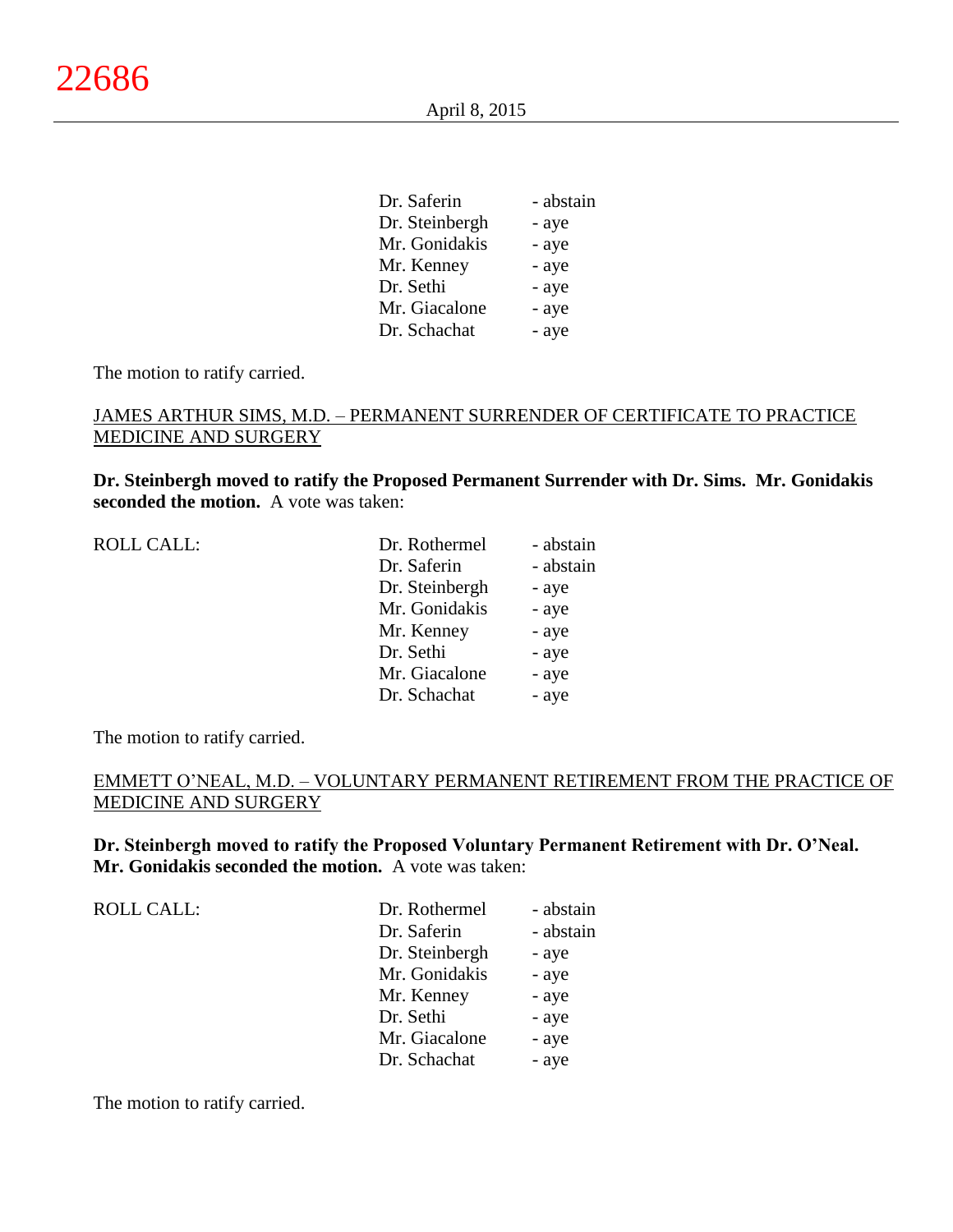| | | |
|---|---|---|
| | Dr. Saferin | - abstain |
| | Dr. Steinbergh | - aye |
| | Mr. Gonidakis | - aye |
| | Mr. Kenney | - aye |
| | Dr. Sethi | - aye |
| | Mr. Giacalone | - aye |
| | Dr. Schachat | - aye |

The motion to ratify carried.

JAMES ARTHUR SIMS, M.D. – PERMANENT SURRENDER OF CERTIFICATE TO PRACTICE MEDICINE AND SURGERY

**Dr. Steinbergh moved to ratify the Proposed Permanent Surrender with Dr. Sims. Mr. Gonidakis seconded the motion.** A vote was taken:

| | | |
|---|---|---|
| ROLL CALL: | Dr. Rothermel | - abstain |
| | Dr. Saferin | - abstain |
| | Dr. Steinbergh | - aye |
| | Mr. Gonidakis | - aye |
| | Mr. Kenney | - aye |
| | Dr. Sethi | - aye |
| | Mr. Giacalone | - aye |
| | Dr. Schachat | - aye |

The motion to ratify carried.

EMMETT O'NEAL, M.D. – VOLUNTARY PERMANENT RETIREMENT FROM THE PRACTICE OF MEDICINE AND SURGERY

**Dr. Steinbergh moved to ratify the Proposed Voluntary Permanent Retirement with Dr. O'Neal. Mr. Gonidakis seconded the motion.** A vote was taken:

| | | |
|---|---|---|
| ROLL CALL: | Dr. Rothermel | - abstain |
| | Dr. Saferin | - abstain |
| | Dr. Steinbergh | - aye |
| | Mr. Gonidakis | - aye |
| | Mr. Kenney | - aye |
| | Dr. Sethi | - aye |
| | Mr. Giacalone | - aye |
| | Dr. Schachat | - aye |

The motion to ratify carried.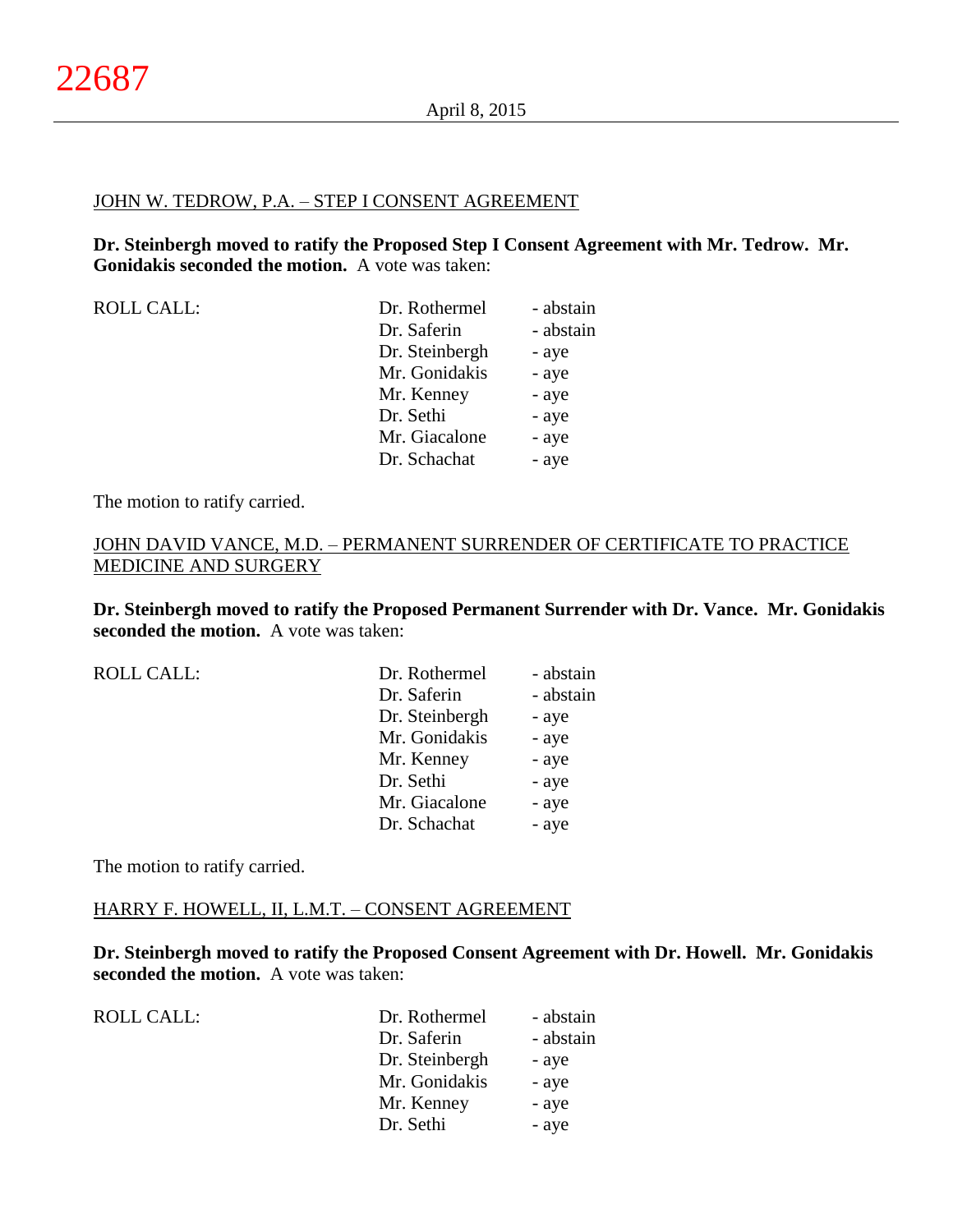JOHN W. TEDROW, P.A. – STEP I CONSENT AGREEMENT

**Dr. Steinbergh moved to ratify the Proposed Step I Consent Agreement with Mr. Tedrow. Mr. Gonidakis seconded the motion.** A vote was taken:

| ROLL CALL: | Dr. Rothermel | - abstain |
|---|---|---|
| | Dr. Saferin | - abstain |
| | Dr. Steinbergh | - aye |
| | Mr. Gonidakis | - aye |
| | Mr. Kenney | - aye |
| | Dr. Sethi | - aye |
| | Mr. Giacalone | - aye |
| | Dr. Schachat | - aye |

The motion to ratify carried.

JOHN DAVID VANCE, M.D. – PERMANENT SURRENDER OF CERTIFICATE TO PRACTICE MEDICINE AND SURGERY

**Dr. Steinbergh moved to ratify the Proposed Permanent Surrender with Dr. Vance. Mr. Gonidakis seconded the motion.** A vote was taken:

| ROLL CALL: | Dr. Rothermel | - abstain |
|---|---|---|
| | Dr. Saferin | - abstain |
| | Dr. Steinbergh | - aye |
| | Mr. Gonidakis | - aye |
| | Mr. Kenney | - aye |
| | Dr. Sethi | - aye |
| | Mr. Giacalone | - aye |
| | Dr. Schachat | - aye |

The motion to ratify carried.

HARRY F. HOWELL, II, L.M.T. – CONSENT AGREEMENT

**Dr. Steinbergh moved to ratify the Proposed Consent Agreement with Dr. Howell. Mr. Gonidakis seconded the motion.** A vote was taken:

| ROLL CALL: | Dr. Rothermel | - abstain |
|---|---|---|
| | Dr. Saferin | - abstain |
| | Dr. Steinbergh | - aye |
| | Mr. Gonidakis | - aye |
| | Mr. Kenney | - aye |
| | Dr. Sethi | - aye |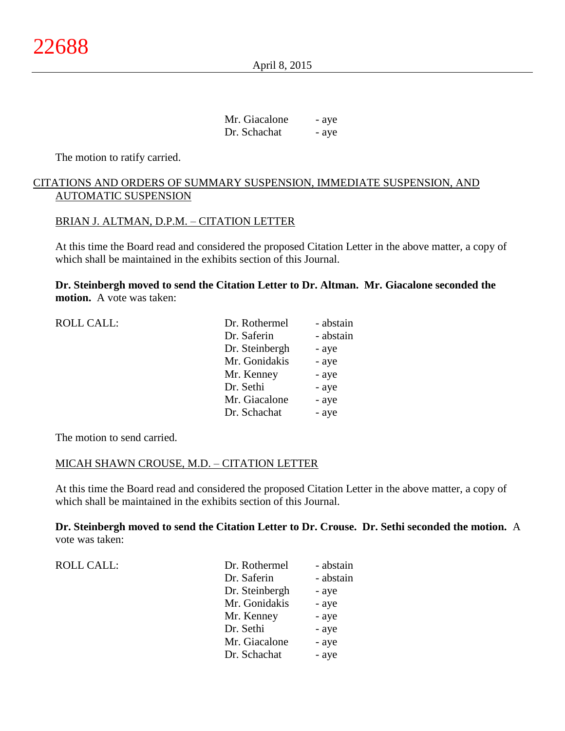Mr. Giacalone - aye
Dr. Schachat - aye

The motion to ratify carried.

CITATIONS AND ORDERS OF SUMMARY SUSPENSION, IMMEDIATE SUSPENSION, AND AUTOMATIC SUSPENSION

BRIAN J. ALTMAN, D.P.M. – CITATION LETTER

At this time the Board read and considered the proposed Citation Letter in the above matter, a copy of which shall be maintained in the exhibits section of this Journal.

**Dr. Steinbergh moved to send the Citation Letter to Dr. Altman. Mr. Giacalone seconded the motion.** A vote was taken:

| ROLL CALL: | Dr. Rothermel | - abstain |
|---|---|---|
| | Dr. Saferin | - abstain |
| | Dr. Steinbergh | - aye |
| | Mr. Gonidakis | - aye |
| | Mr. Kenney | - aye |
| | Dr. Sethi | - aye |
| | Mr. Giacalone | - aye |
| | Dr. Schachat | - aye |

The motion to send carried.

MICAH SHAWN CROUSE, M.D. – CITATION LETTER

At this time the Board read and considered the proposed Citation Letter in the above matter, a copy of which shall be maintained in the exhibits section of this Journal.

**Dr. Steinbergh moved to send the Citation Letter to Dr. Crouse. Dr. Sethi seconded the motion.** A vote was taken:

| ROLL CALL: | Dr. Rothermel | - abstain |
|---|---|---|
| | Dr. Saferin | - abstain |
| | Dr. Steinbergh | - aye |
| | Mr. Gonidakis | - aye |
| | Mr. Kenney | - aye |
| | Dr. Sethi | - aye |
| | Mr. Giacalone | - aye |
| | Dr. Schachat | - aye |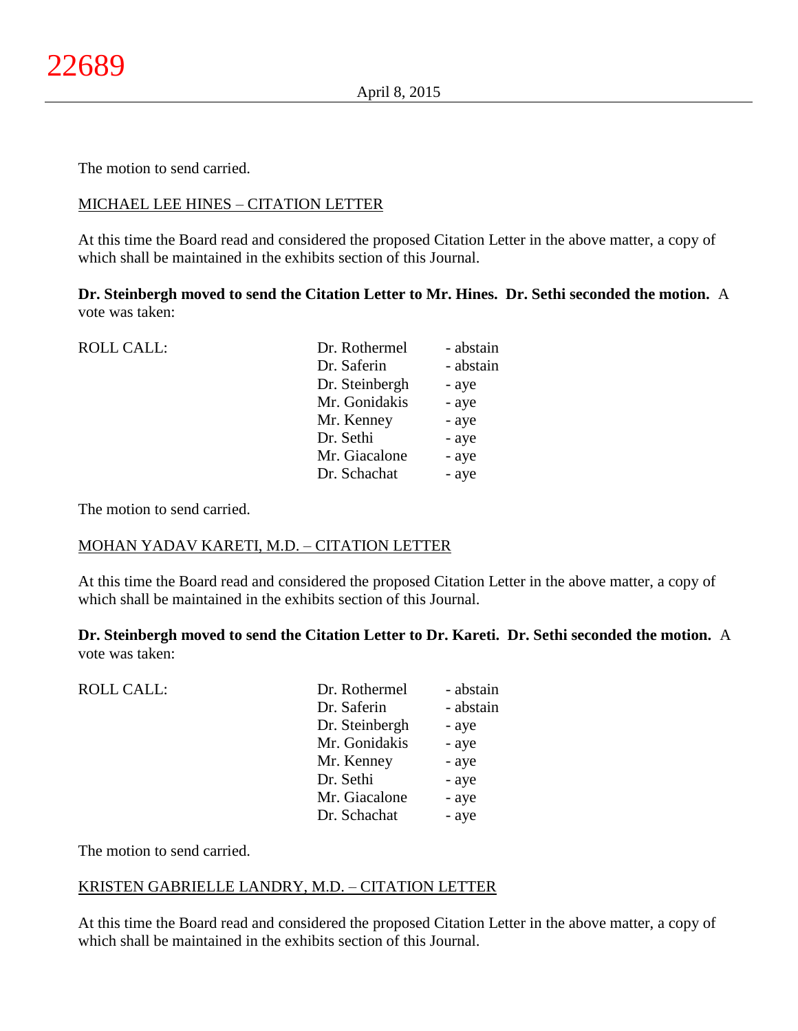The motion to send carried.

MICHAEL LEE HINES – CITATION LETTER

At this time the Board read and considered the proposed Citation Letter in the above matter, a copy of which shall be maintained in the exhibits section of this Journal.

**Dr. Steinbergh moved to send the Citation Letter to Mr. Hines. Dr. Sethi seconded the motion.** A vote was taken:

| ROLL CALL: | Dr. Rothermel | - abstain |
|---|---|---|
| | Dr. Saferin | - abstain |
| | Dr. Steinbergh | - aye |
| | Mr. Gonidakis | - aye |
| | Mr. Kenney | - aye |
| | Dr. Sethi | - aye |
| | Mr. Giacalone | - aye |
| | Dr. Schachat | - aye |

The motion to send carried.

MOHAN YADAV KARETI, M.D. – CITATION LETTER

At this time the Board read and considered the proposed Citation Letter in the above matter, a copy of which shall be maintained in the exhibits section of this Journal.

**Dr. Steinbergh moved to send the Citation Letter to Dr. Kareti. Dr. Sethi seconded the motion.** A vote was taken:

| ROLL CALL: | Dr. Rothermel | - abstain |
|---|---|---|
| | Dr. Saferin | - abstain |
| | Dr. Steinbergh | - aye |
| | Mr. Gonidakis | - aye |
| | Mr. Kenney | - aye |
| | Dr. Sethi | - aye |
| | Mr. Giacalone | - aye |
| | Dr. Schachat | - aye |

The motion to send carried.

KRISTEN GABRIELLE LANDRY, M.D. – CITATION LETTER

At this time the Board read and considered the proposed Citation Letter in the above matter, a copy of which shall be maintained in the exhibits section of this Journal.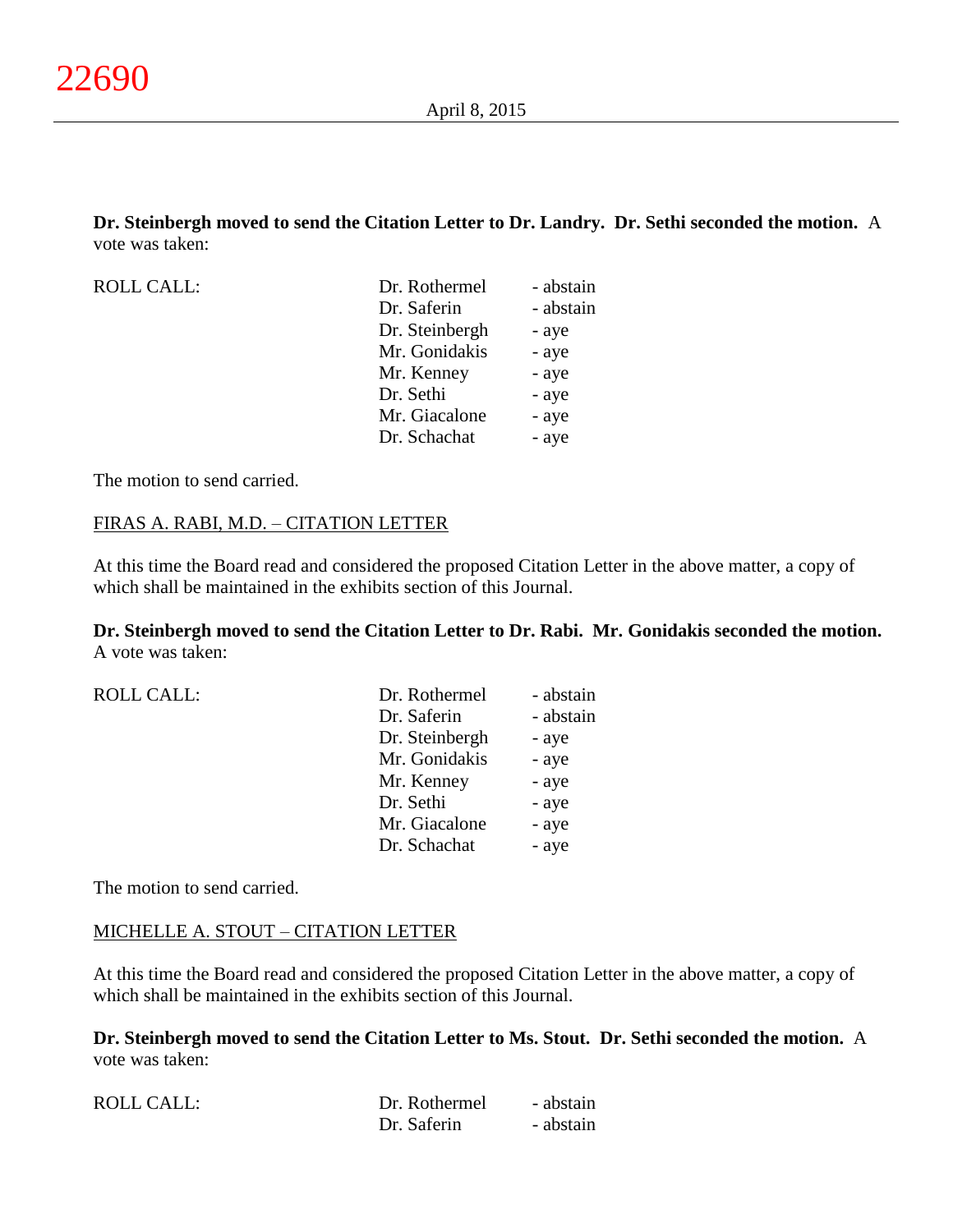**Dr. Steinbergh moved to send the Citation Letter to Dr. Landry. Dr. Sethi seconded the motion.** A vote was taken:

| ROLL CALL: | Dr. Rothermel | - abstain |
|---|---|---|
| | Dr. Saferin | - abstain |
| | Dr. Steinbergh | - aye |
| | Mr. Gonidakis | - aye |
| | Mr. Kenney | - aye |
| | Dr. Sethi | - aye |
| | Mr. Giacalone | - aye |
| | Dr. Schachat | - aye |

The motion to send carried.

FIRAS A. RABI, M.D. – CITATION LETTER

At this time the Board read and considered the proposed Citation Letter in the above matter, a copy of which shall be maintained in the exhibits section of this Journal.

**Dr. Steinbergh moved to send the Citation Letter to Dr. Rabi. Mr. Gonidakis seconded the motion.** A vote was taken:

| ROLL CALL: | Dr. Rothermel | - abstain |
|---|---|---|
| | Dr. Saferin | - abstain |
| | Dr. Steinbergh | - aye |
| | Mr. Gonidakis | - aye |
| | Mr. Kenney | - aye |
| | Dr. Sethi | - aye |
| | Mr. Giacalone | - aye |
| | Dr. Schachat | - aye |

The motion to send carried.

MICHELLE A. STOUT – CITATION LETTER

At this time the Board read and considered the proposed Citation Letter in the above matter, a copy of which shall be maintained in the exhibits section of this Journal.

**Dr. Steinbergh moved to send the Citation Letter to Ms. Stout. Dr. Sethi seconded the motion.** A vote was taken:

| ROLL CALL: | Dr. Rothermel | - abstain |
|---|---|---|
| | Dr. Saferin | - abstain |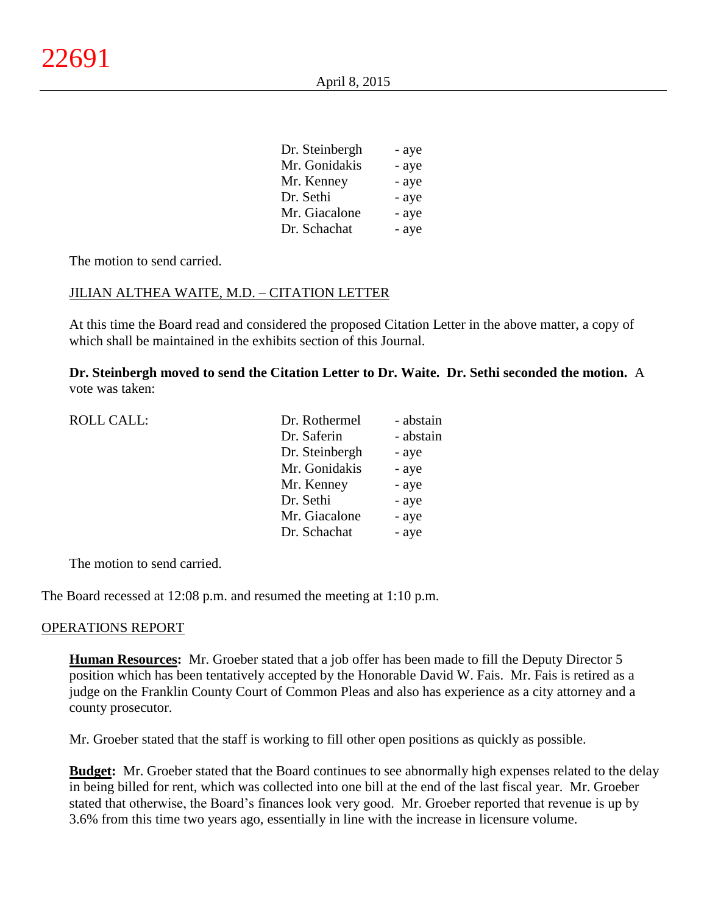| | |
|---|---|
| Dr. Steinbergh | - aye |
| Mr. Gonidakis | - aye |
| Mr. Kenney | - aye |
| Dr. Sethi | - aye |
| Mr. Giacalone | - aye |
| Dr. Schachat | - aye |

The motion to send carried.

JILIAN ALTHEA WAITE, M.D. – CITATION LETTER

At this time the Board read and considered the proposed Citation Letter in the above matter, a copy of which shall be maintained in the exhibits section of this Journal.

**Dr. Steinbergh moved to send the Citation Letter to Dr. Waite. Dr. Sethi seconded the motion.** A vote was taken:

| ROLL CALL: | | |
|---|---|---|
| | Dr. Rothermel | - abstain |
| | Dr. Saferin | - abstain |
| | Dr. Steinbergh | - aye |
| | Mr. Gonidakis | - aye |
| | Mr. Kenney | - aye |
| | Dr. Sethi | - aye |
| | Mr. Giacalone | - aye |
| | Dr. Schachat | - aye |

The motion to send carried.

The Board recessed at 12:08 p.m. and resumed the meeting at 1:10 p.m.

OPERATIONS REPORT

**Human Resources:** Mr. Groeber stated that a job offer has been made to fill the Deputy Director 5 position which has been tentatively accepted by the Honorable David W. Fais. Mr. Fais is retired as a judge on the Franklin County Court of Common Pleas and also has experience as a city attorney and a county prosecutor.

Mr. Groeber stated that the staff is working to fill other open positions as quickly as possible.

**Budget:** Mr. Groeber stated that the Board continues to see abnormally high expenses related to the delay in being billed for rent, which was collected into one bill at the end of the last fiscal year. Mr. Groeber stated that otherwise, the Board's finances look very good. Mr. Groeber reported that revenue is up by 3.6% from this time two years ago, essentially in line with the increase in licensure volume.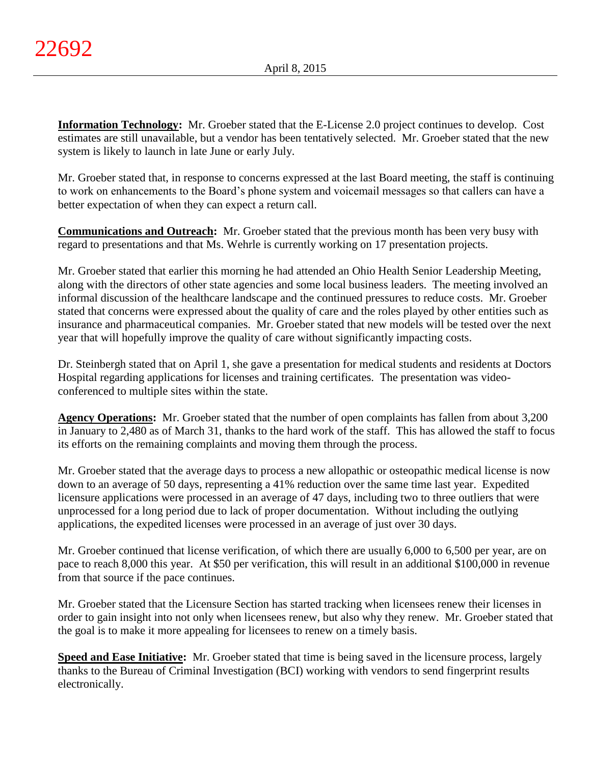**Information Technology:** Mr. Groeber stated that the E-License 2.0 project continues to develop. Cost estimates are still unavailable, but a vendor has been tentatively selected. Mr. Groeber stated that the new system is likely to launch in late June or early July.

Mr. Groeber stated that, in response to concerns expressed at the last Board meeting, the staff is continuing to work on enhancements to the Board's phone system and voicemail messages so that callers can have a better expectation of when they can expect a return call.

**Communications and Outreach:** Mr. Groeber stated that the previous month has been very busy with regard to presentations and that Ms. Wehrle is currently working on 17 presentation projects.

Mr. Groeber stated that earlier this morning he had attended an Ohio Health Senior Leadership Meeting, along with the directors of other state agencies and some local business leaders. The meeting involved an informal discussion of the healthcare landscape and the continued pressures to reduce costs. Mr. Groeber stated that concerns were expressed about the quality of care and the roles played by other entities such as insurance and pharmaceutical companies. Mr. Groeber stated that new models will be tested over the next year that will hopefully improve the quality of care without significantly impacting costs.

Dr. Steinbergh stated that on April 1, she gave a presentation for medical students and residents at Doctors Hospital regarding applications for licenses and training certificates. The presentation was video-conferenced to multiple sites within the state.

**Agency Operations:** Mr. Groeber stated that the number of open complaints has fallen from about 3,200 in January to 2,480 as of March 31, thanks to the hard work of the staff. This has allowed the staff to focus its efforts on the remaining complaints and moving them through the process.

Mr. Groeber stated that the average days to process a new allopathic or osteopathic medical license is now down to an average of 50 days, representing a 41% reduction over the same time last year. Expedited licensure applications were processed in an average of 47 days, including two to three outliers that were unprocessed for a long period due to lack of proper documentation. Without including the outlying applications, the expedited licenses were processed in an average of just over 30 days.

Mr. Groeber continued that license verification, of which there are usually 6,000 to 6,500 per year, are on pace to reach 8,000 this year. At $50 per verification, this will result in an additional $100,000 in revenue from that source if the pace continues.

Mr. Groeber stated that the Licensure Section has started tracking when licensees renew their licenses in order to gain insight into not only when licensees renew, but also why they renew. Mr. Groeber stated that the goal is to make it more appealing for licensees to renew on a timely basis.

**Speed and Ease Initiative:** Mr. Groeber stated that time is being saved in the licensure process, largely thanks to the Bureau of Criminal Investigation (BCI) working with vendors to send fingerprint results electronically.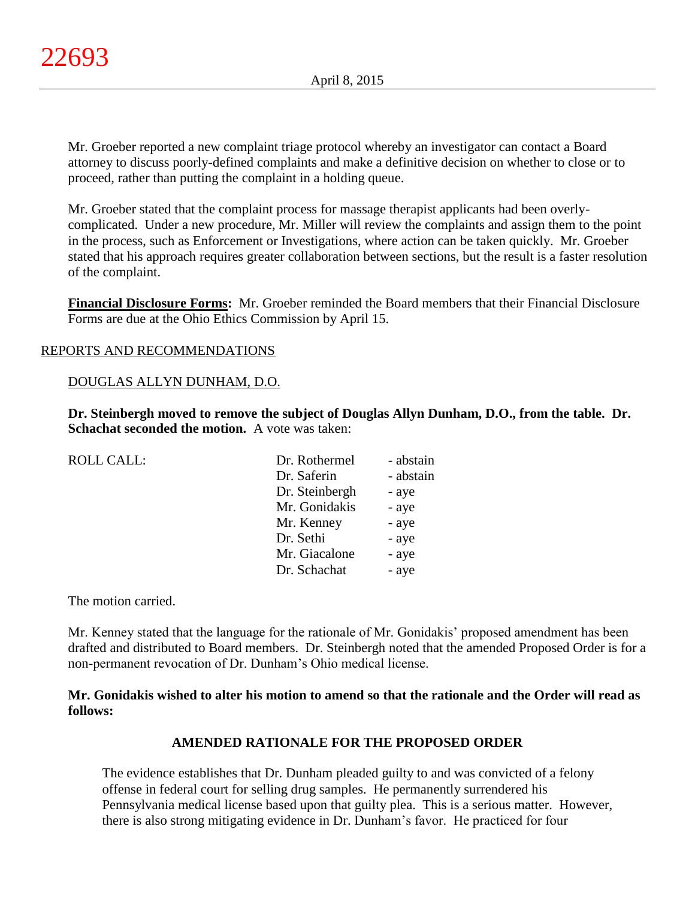Mr. Groeber reported a new complaint triage protocol whereby an investigator can contact a Board attorney to discuss poorly-defined complaints and make a definitive decision on whether to close or to proceed, rather than putting the complaint in a holding queue.

Mr. Groeber stated that the complaint process for massage therapist applicants had been overly-complicated. Under a new procedure, Mr. Miller will review the complaints and assign them to the point in the process, such as Enforcement or Investigations, where action can be taken quickly. Mr. Groeber stated that his approach requires greater collaboration between sections, but the result is a faster resolution of the complaint.

**Financial Disclosure Forms:** Mr. Groeber reminded the Board members that their Financial Disclosure Forms are due at the Ohio Ethics Commission by April 15.

REPORTS AND RECOMMENDATIONS

DOUGLAS ALLYN DUNHAM, D.O.

**Dr. Steinbergh moved to remove the subject of Douglas Allyn Dunham, D.O., from the table. Dr. Schachat seconded the motion.** A vote was taken:

| ROLL CALL: | | |
|---|---|---|
| | Dr. Rothermel | - abstain |
| | Dr. Saferin | - abstain |
| | Dr. Steinbergh | - aye |
| | Mr. Gonidakis | - aye |
| | Mr. Kenney | - aye |
| | Dr. Sethi | - aye |
| | Mr. Giacalone | - aye |
| | Dr. Schachat | - aye |

The motion carried.

Mr. Kenney stated that the language for the rationale of Mr. Gonidakis' proposed amendment has been drafted and distributed to Board members. Dr. Steinbergh noted that the amended Proposed Order is for a non-permanent revocation of Dr. Dunham's Ohio medical license.

**Mr. Gonidakis wished to alter his motion to amend so that the rationale and the Order will read as follows:**

**AMENDED RATIONALE FOR THE PROPOSED ORDER**

The evidence establishes that Dr. Dunham pleaded guilty to and was convicted of a felony offense in federal court for selling drug samples. He permanently surrendered his Pennsylvania medical license based upon that guilty plea. This is a serious matter. However, there is also strong mitigating evidence in Dr. Dunham's favor. He practiced for four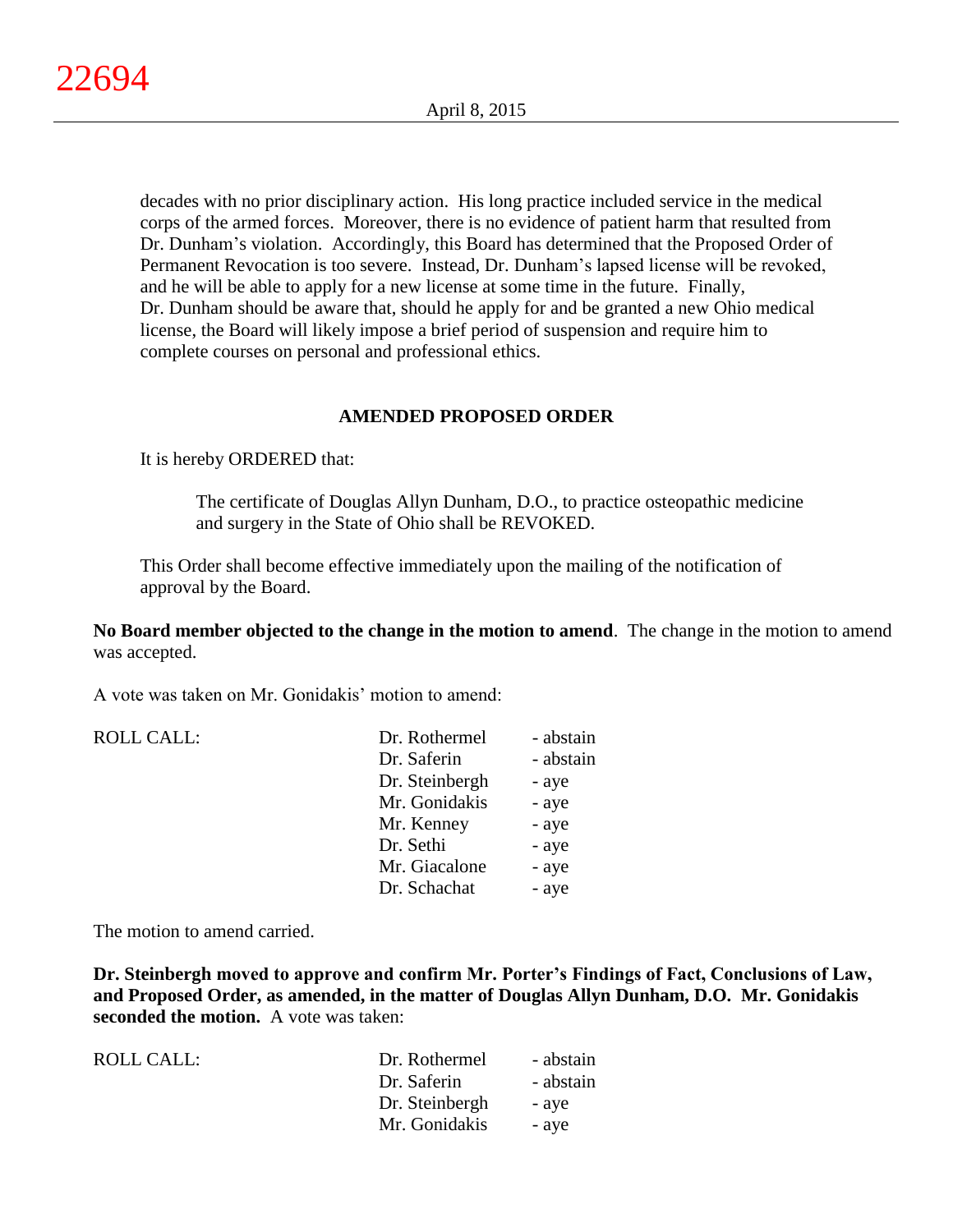decades with no prior disciplinary action. His long practice included service in the medical corps of the armed forces. Moreover, there is no evidence of patient harm that resulted from Dr. Dunham's violation. Accordingly, this Board has determined that the Proposed Order of Permanent Revocation is too severe. Instead, Dr. Dunham's lapsed license will be revoked, and he will be able to apply for a new license at some time in the future. Finally, Dr. Dunham should be aware that, should he apply for and be granted a new Ohio medical license, the Board will likely impose a brief period of suspension and require him to complete courses on personal and professional ethics.

**AMENDED PROPOSED ORDER**

It is hereby ORDERED that:

> The certificate of Douglas Allyn Dunham, D.O., to practice osteopathic medicine and surgery in the State of Ohio shall be REVOKED.

This Order shall become effective immediately upon the mailing of the notification of approval by the Board.

**No Board member objected to the change in the motion to amend**. The change in the motion to amend was accepted.

A vote was taken on Mr. Gonidakis' motion to amend:

| ROLL CALL: | | |
|---|---|---|
| | Dr. Rothermel | - abstain |
| | Dr. Saferin | - abstain |
| | Dr. Steinbergh | - aye |
| | Mr. Gonidakis | - aye |
| | Mr. Kenney | - aye |
| | Dr. Sethi | - aye |
| | Mr. Giacalone | - aye |
| | Dr. Schachat | - aye |

The motion to amend carried.

**Dr. Steinbergh moved to approve and confirm Mr. Porter's Findings of Fact, Conclusions of Law, and Proposed Order, as amended, in the matter of Douglas Allyn Dunham, D.O. Mr. Gonidakis seconded the motion.** A vote was taken:

| ROLL CALL: | | |
|---|---|---|
| | Dr. Rothermel | - abstain |
| | Dr. Saferin | - abstain |
| | Dr. Steinbergh | - aye |
| | Mr. Gonidakis | - aye |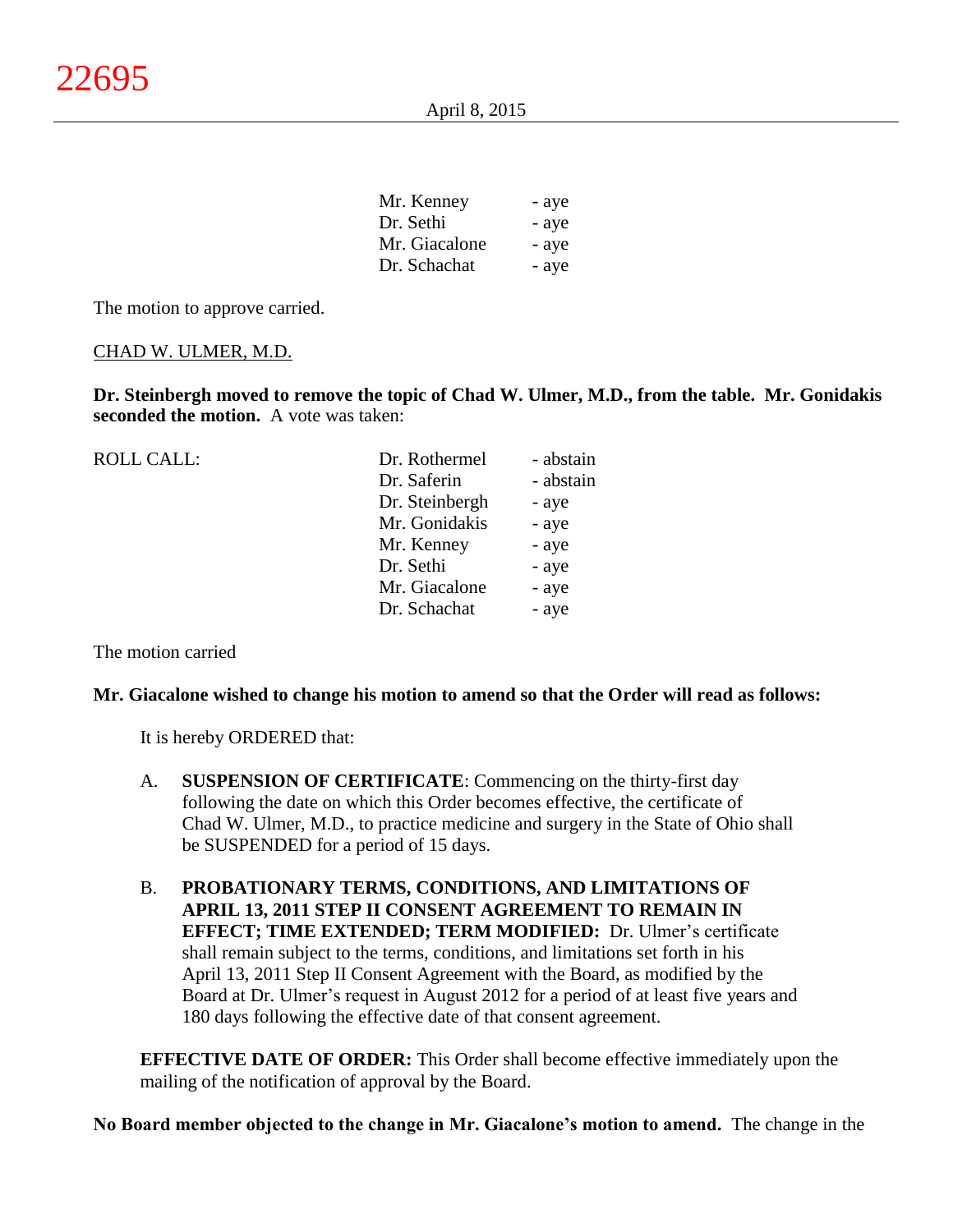| | | |
|---|---|---|
| | Mr. Kenney | - aye |
| | Dr. Sethi | - aye |
| | Mr. Giacalone | - aye |
| | Dr. Schachat | - aye |

The motion to approve carried.

CHAD W. ULMER, M.D.

**Dr. Steinbergh moved to remove the topic of Chad W. Ulmer, M.D., from the table. Mr. Gonidakis seconded the motion.** A vote was taken:

| ROLL CALL: | | |
|---|---|---|
| | Dr. Rothermel | - abstain |
| | Dr. Saferin | - abstain |
| | Dr. Steinbergh | - aye |
| | Mr. Gonidakis | - aye |
| | Mr. Kenney | - aye |
| | Dr. Sethi | - aye |
| | Mr. Giacalone | - aye |
| | Dr. Schachat | - aye |

The motion carried

**Mr. Giacalone wished to change his motion to amend so that the Order will read as follows:**

It is hereby ORDERED that:

A. **SUSPENSION OF CERTIFICATE**: Commencing on the thirty-first day following the date on which this Order becomes effective, the certificate of Chad W. Ulmer, M.D., to practice medicine and surgery in the State of Ohio shall be SUSPENDED for a period of 15 days.

B. **PROBATIONARY TERMS, CONDITIONS, AND LIMITATIONS OF APRIL 13, 2011 STEP II CONSENT AGREEMENT TO REMAIN IN EFFECT; TIME EXTENDED; TERM MODIFIED:** Dr. Ulmer's certificate shall remain subject to the terms, conditions, and limitations set forth in his April 13, 2011 Step II Consent Agreement with the Board, as modified by the Board at Dr. Ulmer's request in August 2012 for a period of at least five years and 180 days following the effective date of that consent agreement.

**EFFECTIVE DATE OF ORDER:** This Order shall become effective immediately upon the mailing of the notification of approval by the Board.

**No Board member objected to the change in Mr. Giacalone's motion to amend.** The change in the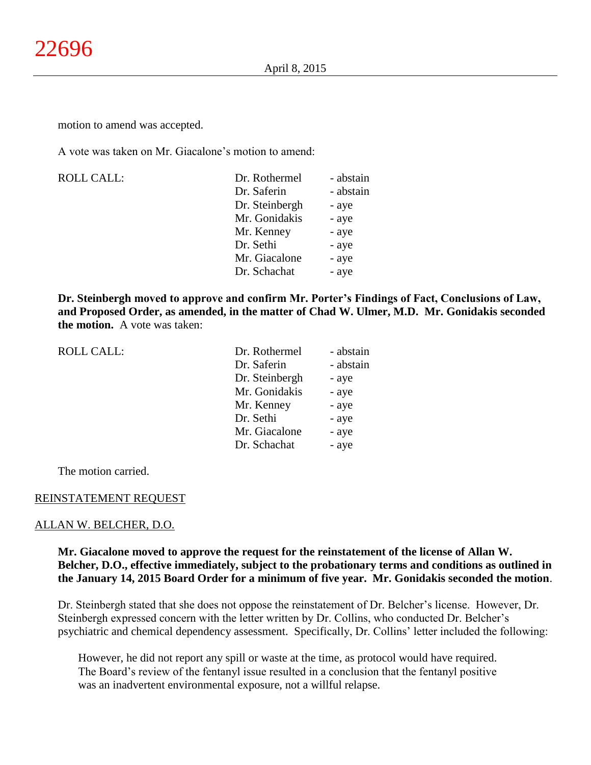motion to amend was accepted.

A vote was taken on Mr. Giacalone's motion to amend:

| ROLL CALL: | Dr. Rothermel | - abstain |
|---|---|---|
| | Dr. Saferin | - abstain |
| | Dr. Steinbergh | - aye |
| | Mr. Gonidakis | - aye |
| | Mr. Kenney | - aye |
| | Dr. Sethi | - aye |
| | Mr. Giacalone | - aye |
| | Dr. Schachat | - aye |

**Dr. Steinbergh moved to approve and confirm Mr. Porter's Findings of Fact, Conclusions of Law, and Proposed Order, as amended, in the matter of Chad W. Ulmer, M.D. Mr. Gonidakis seconded the motion.** A vote was taken:

| ROLL CALL: | Dr. Rothermel | - abstain |
|---|---|---|
| | Dr. Saferin | - abstain |
| | Dr. Steinbergh | - aye |
| | Mr. Gonidakis | - aye |
| | Mr. Kenney | - aye |
| | Dr. Sethi | - aye |
| | Mr. Giacalone | - aye |
| | Dr. Schachat | - aye |

The motion carried.

REINSTATEMENT REQUEST

ALLAN W. BELCHER, D.O.

**Mr. Giacalone moved to approve the request for the reinstatement of the license of Allan W. Belcher, D.O., effective immediately, subject to the probationary terms and conditions as outlined in the January 14, 2015 Board Order for a minimum of five year. Mr. Gonidakis seconded the motion**.

Dr. Steinbergh stated that she does not oppose the reinstatement of Dr. Belcher's license. However, Dr. Steinbergh expressed concern with the letter written by Dr. Collins, who conducted Dr. Belcher's psychiatric and chemical dependency assessment. Specifically, Dr. Collins' letter included the following:

> However, he did not report any spill or waste at the time, as protocol would have required. The Board's review of the fentanyl issue resulted in a conclusion that the fentanyl positive was an inadvertent environmental exposure, not a willful relapse.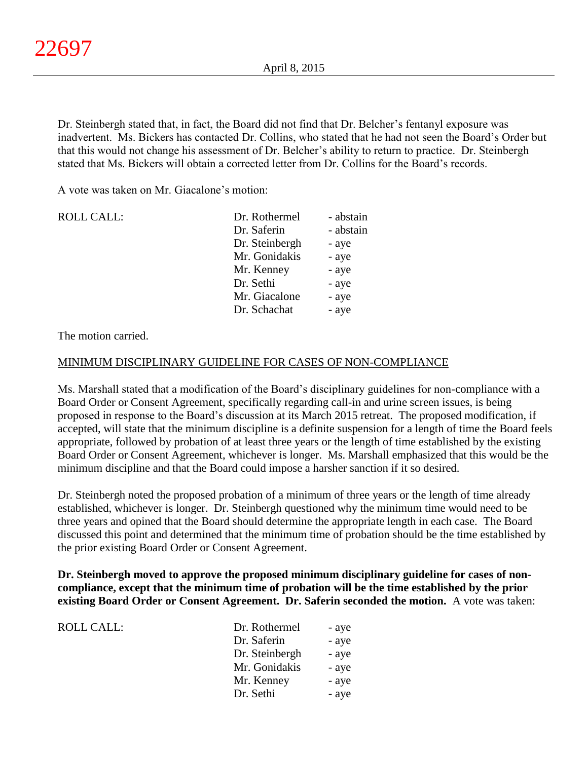Dr. Steinbergh stated that, in fact, the Board did not find that Dr. Belcher's fentanyl exposure was inadvertent. Ms. Bickers has contacted Dr. Collins, who stated that he had not seen the Board's Order but that this would not change his assessment of Dr. Belcher's ability to return to practice. Dr. Steinbergh stated that Ms. Bickers will obtain a corrected letter from Dr. Collins for the Board's records.

A vote was taken on Mr. Giacalone's motion:

| ROLL CALL: | Dr. Rothermel | - abstain |
|---|---|---|
| | Dr. Saferin | - abstain |
| | Dr. Steinbergh | - aye |
| | Mr. Gonidakis | - aye |
| | Mr. Kenney | - aye |
| | Dr. Sethi | - aye |
| | Mr. Giacalone | - aye |
| | Dr. Schachat | - aye |

The motion carried.

MINIMUM DISCIPLINARY GUIDELINE FOR CASES OF NON-COMPLIANCE

Ms. Marshall stated that a modification of the Board's disciplinary guidelines for non-compliance with a Board Order or Consent Agreement, specifically regarding call-in and urine screen issues, is being proposed in response to the Board's discussion at its March 2015 retreat. The proposed modification, if accepted, will state that the minimum discipline is a definite suspension for a length of time the Board feels appropriate, followed by probation of at least three years or the length of time established by the existing Board Order or Consent Agreement, whichever is longer. Ms. Marshall emphasized that this would be the minimum discipline and that the Board could impose a harsher sanction if it so desired.

Dr. Steinbergh noted the proposed probation of a minimum of three years or the length of time already established, whichever is longer. Dr. Steinbergh questioned why the minimum time would need to be three years and opined that the Board should determine the appropriate length in each case. The Board discussed this point and determined that the minimum time of probation should be the time established by the prior existing Board Order or Consent Agreement.

**Dr. Steinbergh moved to approve the proposed minimum disciplinary guideline for cases of non-compliance, except that the minimum time of probation will be the time established by the prior existing Board Order or Consent Agreement. Dr. Saferin seconded the motion.** A vote was taken:

| ROLL CALL: | Dr. Rothermel | - aye |
|---|---|---|
| | Dr. Saferin | - aye |
| | Dr. Steinbergh | - aye |
| | Mr. Gonidakis | - aye |
| | Mr. Kenney | - aye |
| | Dr. Sethi | - aye |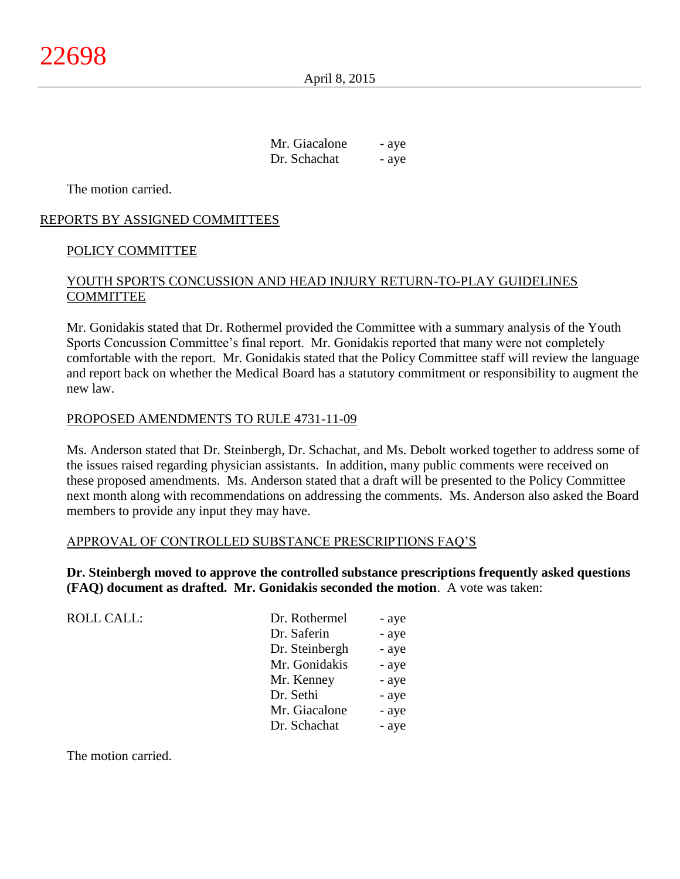| | |
|---|---|
| Mr. Giacalone | - aye |
| Dr. Schachat | - aye |

The motion carried.

## REPORTS BY ASSIGNED COMMITTEES

### POLICY COMMITTEE

### YOUTH SPORTS CONCUSSION AND HEAD INJURY RETURN-TO-PLAY GUIDELINES COMMITTEE

Mr. Gonidakis stated that Dr. Rothermel provided the Committee with a summary analysis of the Youth Sports Concussion Committee's final report. Mr. Gonidakis reported that many were not completely comfortable with the report. Mr. Gonidakis stated that the Policy Committee staff will review the language and report back on whether the Medical Board has a statutory commitment or responsibility to augment the new law.

### PROPOSED AMENDMENTS TO RULE 4731-11-09

Ms. Anderson stated that Dr. Steinbergh, Dr. Schachat, and Ms. Debolt worked together to address some of the issues raised regarding physician assistants. In addition, many public comments were received on these proposed amendments. Ms. Anderson stated that a draft will be presented to the Policy Committee next month along with recommendations on addressing the comments. Ms. Anderson also asked the Board members to provide any input they may have.

### APPROVAL OF CONTROLLED SUBSTANCE PRESCRIPTIONS FAQ'S

**Dr. Steinbergh moved to approve the controlled substance prescriptions frequently asked questions (FAQ) document as drafted. Mr. Gonidakis seconded the motion**. A vote was taken:

| ROLL CALL: | | |
|---|---|---|
| | Dr. Rothermel | - aye |
| | Dr. Saferin | - aye |
| | Dr. Steinbergh | - aye |
| | Mr. Gonidakis | - aye |
| | Mr. Kenney | - aye |
| | Dr. Sethi | - aye |
| | Mr. Giacalone | - aye |
| | Dr. Schachat | - aye |

The motion carried.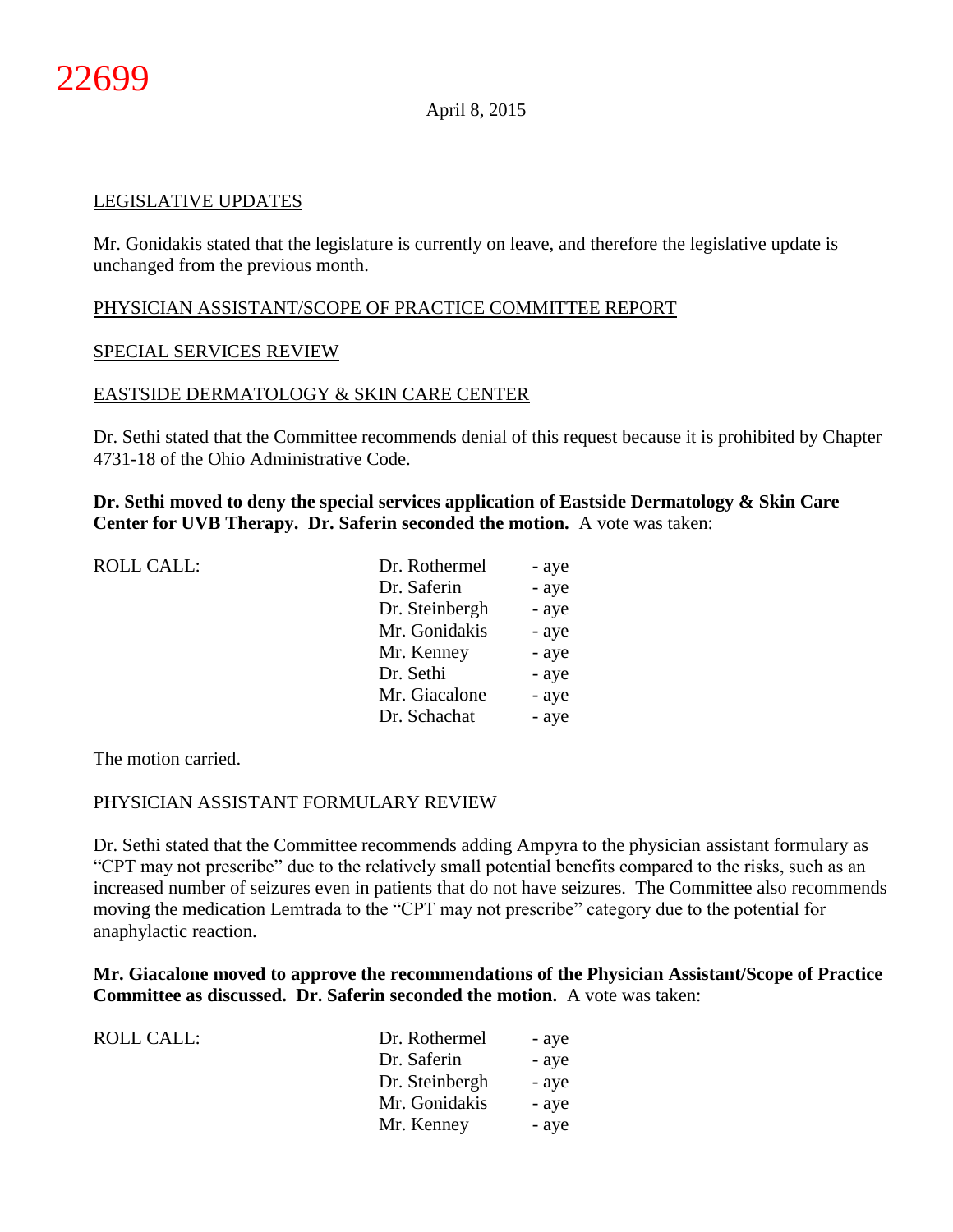LEGISLATIVE UPDATES

Mr. Gonidakis stated that the legislature is currently on leave, and therefore the legislative update is unchanged from the previous month.

PHYSICIAN ASSISTANT/SCOPE OF PRACTICE COMMITTEE REPORT

SPECIAL SERVICES REVIEW

EASTSIDE DERMATOLOGY & SKIN CARE CENTER

Dr. Sethi stated that the Committee recommends denial of this request because it is prohibited by Chapter 4731-18 of the Ohio Administrative Code.

**Dr. Sethi moved to deny the special services application of Eastside Dermatology & Skin Care Center for UVB Therapy. Dr. Saferin seconded the motion.** A vote was taken:

| ROLL CALL: | Dr. Rothermel | - aye |
|---|---|---|
| | Dr. Saferin | - aye |
| | Dr. Steinbergh | - aye |
| | Mr. Gonidakis | - aye |
| | Mr. Kenney | - aye |
| | Dr. Sethi | - aye |
| | Mr. Giacalone | - aye |
| | Dr. Schachat | - aye |

The motion carried.

PHYSICIAN ASSISTANT FORMULARY REVIEW

Dr. Sethi stated that the Committee recommends adding Ampyra to the physician assistant formulary as "CPT may not prescribe" due to the relatively small potential benefits compared to the risks, such as an increased number of seizures even in patients that do not have seizures. The Committee also recommends moving the medication Lemtrada to the "CPT may not prescribe" category due to the potential for anaphylactic reaction.

**Mr. Giacalone moved to approve the recommendations of the Physician Assistant/Scope of Practice Committee as discussed. Dr. Saferin seconded the motion.** A vote was taken:

| ROLL CALL: | Dr. Rothermel | - aye |
|---|---|---|
| | Dr. Saferin | - aye |
| | Dr. Steinbergh | - aye |
| | Mr. Gonidakis | - aye |
| | Mr. Kenney | - aye |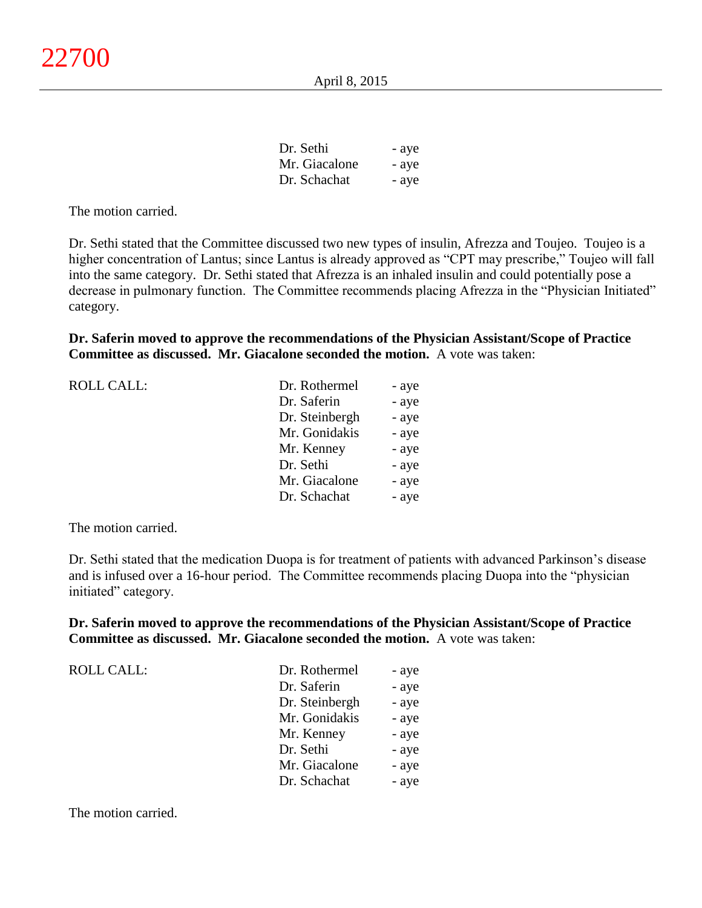| | | |
|---|---|---|
| | Dr. Sethi | - aye |
| | Mr. Giacalone | - aye |
| | Dr. Schachat | - aye |

The motion carried.

Dr. Sethi stated that the Committee discussed two new types of insulin, Afrezza and Toujeo. Toujeo is a higher concentration of Lantus; since Lantus is already approved as "CPT may prescribe," Toujeo will fall into the same category. Dr. Sethi stated that Afrezza is an inhaled insulin and could potentially pose a decrease in pulmonary function. The Committee recommends placing Afrezza in the "Physician Initiated" category.

**Dr. Saferin moved to approve the recommendations of the Physician Assistant/Scope of Practice Committee as discussed. Mr. Giacalone seconded the motion.** A vote was taken:

| ROLL CALL: | | |
|---|---|---|
| | Dr. Rothermel | - aye |
| | Dr. Saferin | - aye |
| | Dr. Steinbergh | - aye |
| | Mr. Gonidakis | - aye |
| | Mr. Kenney | - aye |
| | Dr. Sethi | - aye |
| | Mr. Giacalone | - aye |
| | Dr. Schachat | - aye |

The motion carried.

Dr. Sethi stated that the medication Duopa is for treatment of patients with advanced Parkinson's disease and is infused over a 16-hour period. The Committee recommends placing Duopa into the "physician initiated" category.

**Dr. Saferin moved to approve the recommendations of the Physician Assistant/Scope of Practice Committee as discussed. Mr. Giacalone seconded the motion.** A vote was taken:

| ROLL CALL: | | |
|---|---|---|
| | Dr. Rothermel | - aye |
| | Dr. Saferin | - aye |
| | Dr. Steinbergh | - aye |
| | Mr. Gonidakis | - aye |
| | Mr. Kenney | - aye |
| | Dr. Sethi | - aye |
| | Mr. Giacalone | - aye |
| | Dr. Schachat | - aye |

The motion carried.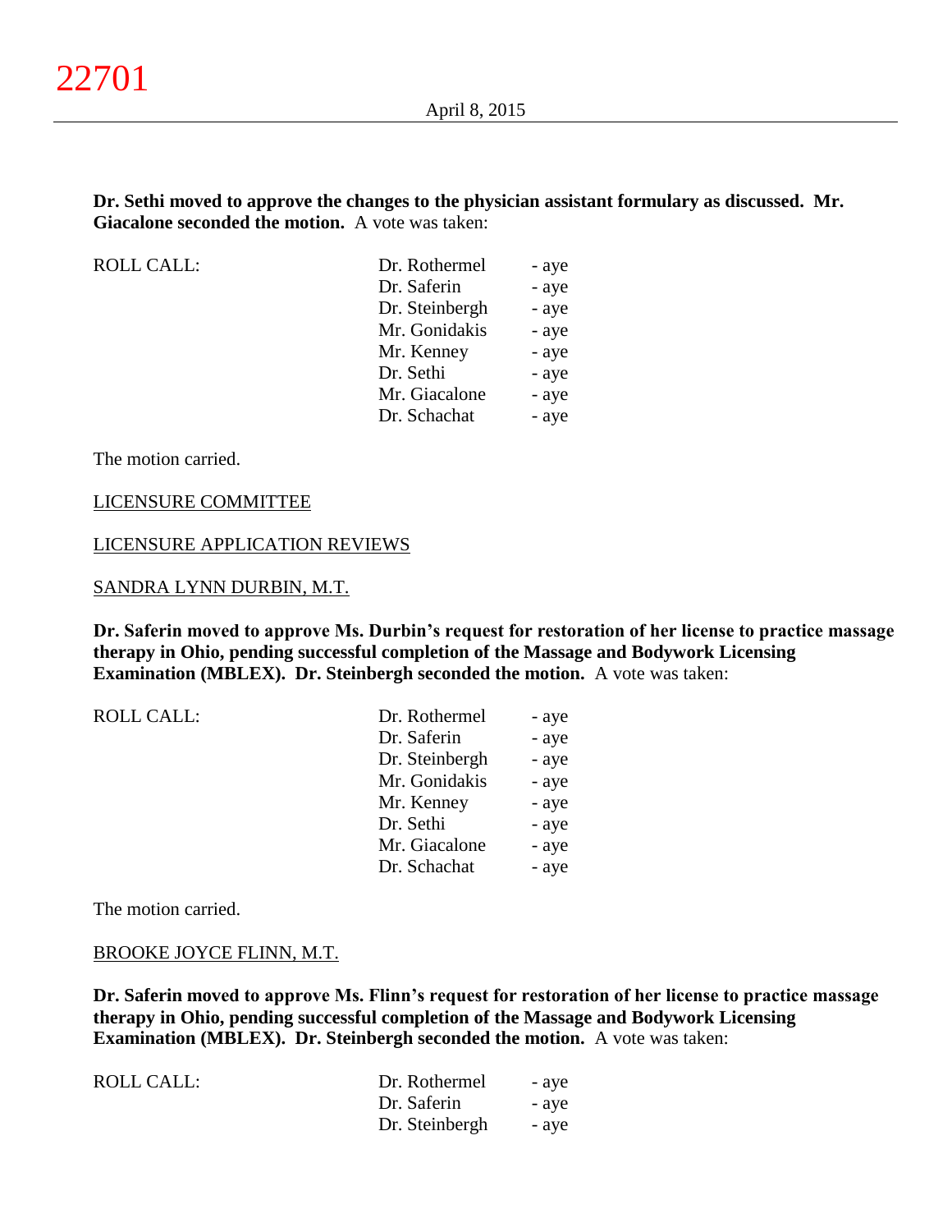**Dr. Sethi moved to approve the changes to the physician assistant formulary as discussed. Mr. Giacalone seconded the motion.** A vote was taken:

| ROLL CALL: | Dr. Rothermel | - aye |
|---|---|---|
| | Dr. Saferin | - aye |
| | Dr. Steinbergh | - aye |
| | Mr. Gonidakis | - aye |
| | Mr. Kenney | - aye |
| | Dr. Sethi | - aye |
| | Mr. Giacalone | - aye |
| | Dr. Schachat | - aye |

The motion carried.

LICENSURE COMMITTEE

LICENSURE APPLICATION REVIEWS

SANDRA LYNN DURBIN, M.T.

**Dr. Saferin moved to approve Ms. Durbin's request for restoration of her license to practice massage therapy in Ohio, pending successful completion of the Massage and Bodywork Licensing Examination (MBLEX). Dr. Steinbergh seconded the motion.** A vote was taken:

| ROLL CALL: | Dr. Rothermel | - aye |
|---|---|---|
| | Dr. Saferin | - aye |
| | Dr. Steinbergh | - aye |
| | Mr. Gonidakis | - aye |
| | Mr. Kenney | - aye |
| | Dr. Sethi | - aye |
| | Mr. Giacalone | - aye |
| | Dr. Schachat | - aye |

The motion carried.

BROOKE JOYCE FLINN, M.T.

**Dr. Saferin moved to approve Ms. Flinn's request for restoration of her license to practice massage therapy in Ohio, pending successful completion of the Massage and Bodywork Licensing Examination (MBLEX). Dr. Steinbergh seconded the motion.** A vote was taken:

| ROLL CALL: | Dr. Rothermel | - aye |
|---|---|---|
| | Dr. Saferin | - aye |
| | Dr. Steinbergh | - aye |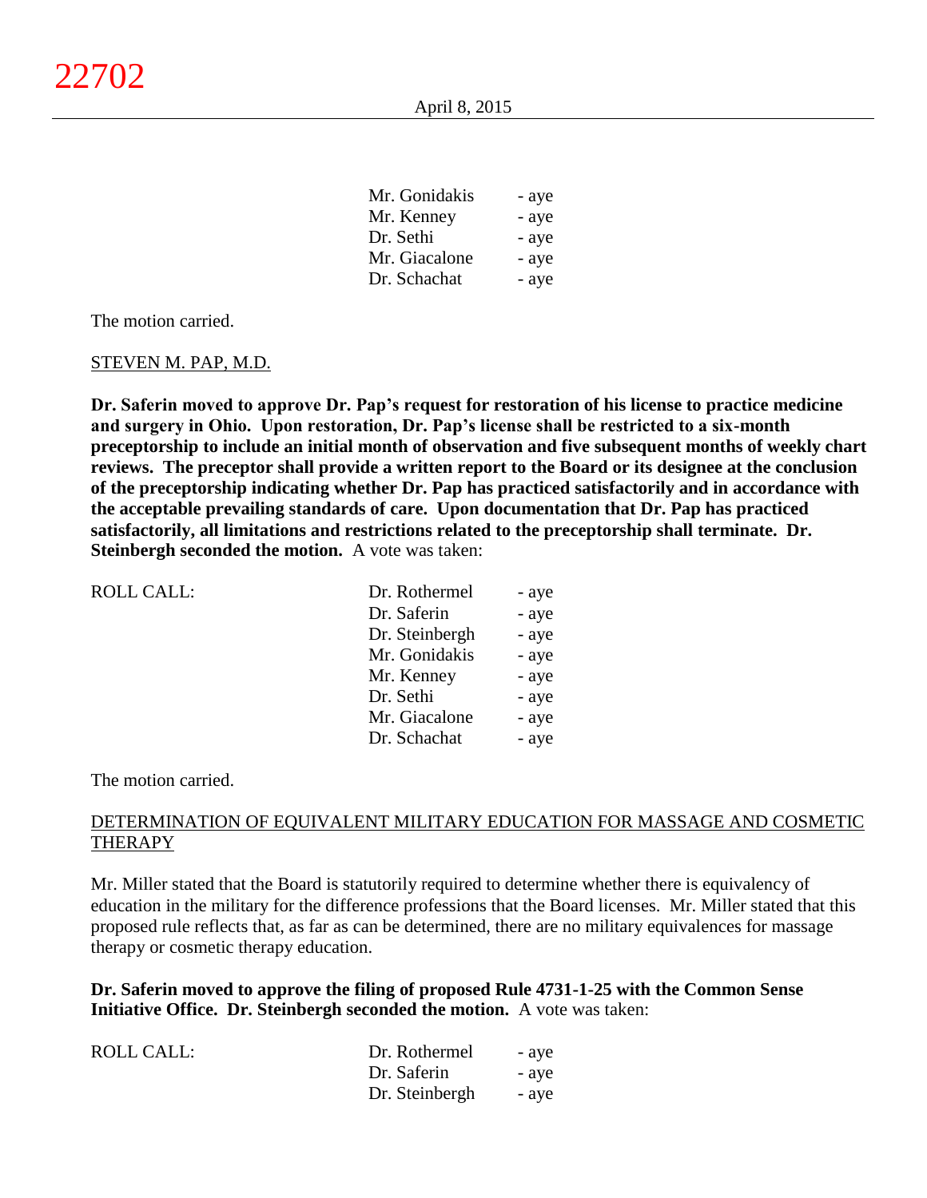| | | |
|---|---|---|
| | Mr. Gonidakis | - aye |
| | Mr. Kenney | - aye |
| | Dr. Sethi | - aye |
| | Mr. Giacalone | - aye |
| | Dr. Schachat | - aye |

The motion carried.

STEVEN M. PAP, M.D.

**Dr. Saferin moved to approve Dr. Pap's request for restoration of his license to practice medicine and surgery in Ohio. Upon restoration, Dr. Pap's license shall be restricted to a six-month preceptorship to include an initial month of observation and five subsequent months of weekly chart reviews. The preceptor shall provide a written report to the Board or its designee at the conclusion of the preceptorship indicating whether Dr. Pap has practiced satisfactorily and in accordance with the acceptable prevailing standards of care. Upon documentation that Dr. Pap has practiced satisfactorily, all limitations and restrictions related to the preceptorship shall terminate. Dr. Steinbergh seconded the motion.** A vote was taken:

| | | |
|---|---|---|
| ROLL CALL: | Dr. Rothermel | - aye |
| | Dr. Saferin | - aye |
| | Dr. Steinbergh | - aye |
| | Mr. Gonidakis | - aye |
| | Mr. Kenney | - aye |
| | Dr. Sethi | - aye |
| | Mr. Giacalone | - aye |
| | Dr. Schachat | - aye |

The motion carried.

DETERMINATION OF EQUIVALENT MILITARY EDUCATION FOR MASSAGE AND COSMETIC THERAPY

Mr. Miller stated that the Board is statutorily required to determine whether there is equivalency of education in the military for the difference professions that the Board licenses. Mr. Miller stated that this proposed rule reflects that, as far as can be determined, there are no military equivalences for massage therapy or cosmetic therapy education.

**Dr. Saferin moved to approve the filing of proposed Rule 4731-1-25 with the Common Sense Initiative Office. Dr. Steinbergh seconded the motion.** A vote was taken:

| | | |
|---|---|---|
| ROLL CALL: | Dr. Rothermel | - aye |
| | Dr. Saferin | - aye |
| | Dr. Steinbergh | - aye |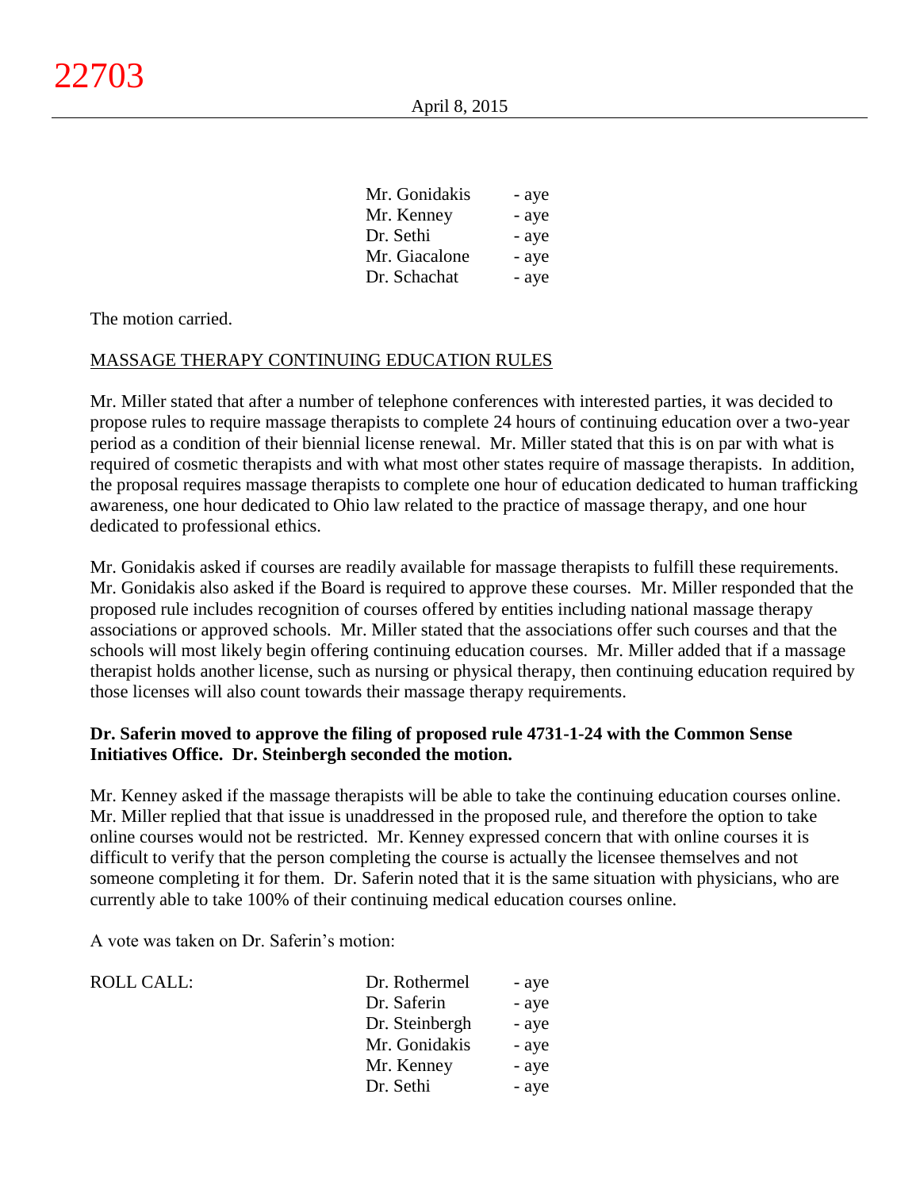| | |
|---|---|
| Mr. Gonidakis | - aye |
| Mr. Kenney | - aye |
| Dr. Sethi | - aye |
| Mr. Giacalone | - aye |
| Dr. Schachat | - aye |

The motion carried.

MASSAGE THERAPY CONTINUING EDUCATION RULES

Mr. Miller stated that after a number of telephone conferences with interested parties, it was decided to propose rules to require massage therapists to complete 24 hours of continuing education over a two-year period as a condition of their biennial license renewal. Mr. Miller stated that this is on par with what is required of cosmetic therapists and with what most other states require of massage therapists. In addition, the proposal requires massage therapists to complete one hour of education dedicated to human trafficking awareness, one hour dedicated to Ohio law related to the practice of massage therapy, and one hour dedicated to professional ethics.

Mr. Gonidakis asked if courses are readily available for massage therapists to fulfill these requirements. Mr. Gonidakis also asked if the Board is required to approve these courses. Mr. Miller responded that the proposed rule includes recognition of courses offered by entities including national massage therapy associations or approved schools. Mr. Miller stated that the associations offer such courses and that the schools will most likely begin offering continuing education courses. Mr. Miller added that if a massage therapist holds another license, such as nursing or physical therapy, then continuing education required by those licenses will also count towards their massage therapy requirements.

**Dr. Saferin moved to approve the filing of proposed rule 4731-1-24 with the Common Sense Initiatives Office. Dr. Steinbergh seconded the motion.**

Mr. Kenney asked if the massage therapists will be able to take the continuing education courses online. Mr. Miller replied that that issue is unaddressed in the proposed rule, and therefore the option to take online courses would not be restricted. Mr. Kenney expressed concern that with online courses it is difficult to verify that the person completing the course is actually the licensee themselves and not someone completing it for them. Dr. Saferin noted that it is the same situation with physicians, who are currently able to take 100% of their continuing medical education courses online.

A vote was taken on Dr. Saferin's motion:

| ROLL CALL: | | |
|---|---|---|
| | Dr. Rothermel | - aye |
| | Dr. Saferin | - aye |
| | Dr. Steinbergh | - aye |
| | Mr. Gonidakis | - aye |
| | Mr. Kenney | - aye |
| | Dr. Sethi | - aye |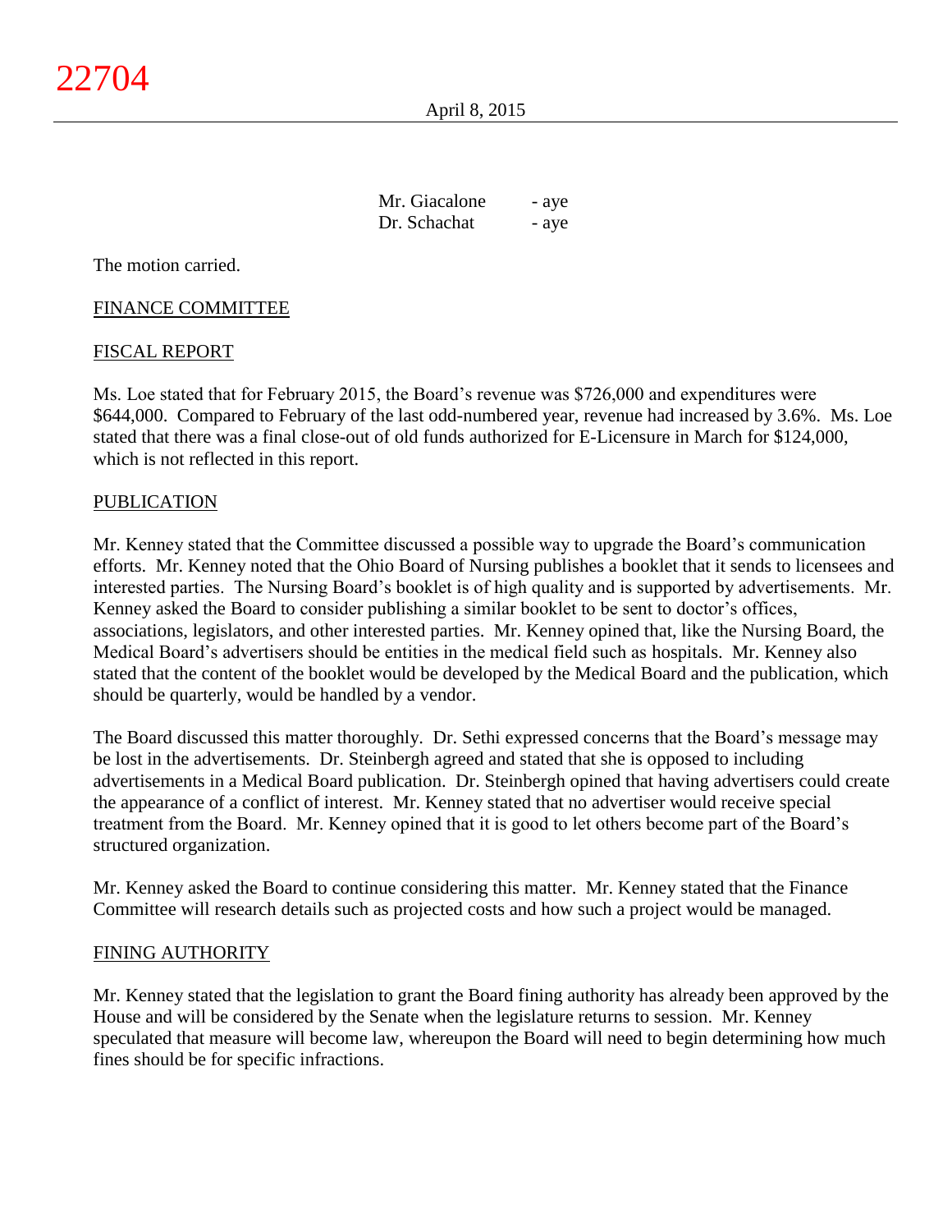Mr. Giacalone - aye
Dr. Schachat - aye

The motion carried.

FINANCE COMMITTEE

FISCAL REPORT

Ms. Loe stated that for February 2015, the Board's revenue was $726,000 and expenditures were $644,000. Compared to February of the last odd-numbered year, revenue had increased by 3.6%. Ms. Loe stated that there was a final close-out of old funds authorized for E-Licensure in March for $124,000, which is not reflected in this report.

PUBLICATION

Mr. Kenney stated that the Committee discussed a possible way to upgrade the Board's communication efforts. Mr. Kenney noted that the Ohio Board of Nursing publishes a booklet that it sends to licensees and interested parties. The Nursing Board's booklet is of high quality and is supported by advertisements. Mr. Kenney asked the Board to consider publishing a similar booklet to be sent to doctor's offices, associations, legislators, and other interested parties. Mr. Kenney opined that, like the Nursing Board, the Medical Board's advertisers should be entities in the medical field such as hospitals. Mr. Kenney also stated that the content of the booklet would be developed by the Medical Board and the publication, which should be quarterly, would be handled by a vendor.

The Board discussed this matter thoroughly. Dr. Sethi expressed concerns that the Board's message may be lost in the advertisements. Dr. Steinbergh agreed and stated that she is opposed to including advertisements in a Medical Board publication. Dr. Steinbergh opined that having advertisers could create the appearance of a conflict of interest. Mr. Kenney stated that no advertiser would receive special treatment from the Board. Mr. Kenney opined that it is good to let others become part of the Board's structured organization.

Mr. Kenney asked the Board to continue considering this matter. Mr. Kenney stated that the Finance Committee will research details such as projected costs and how such a project would be managed.

FINING AUTHORITY

Mr. Kenney stated that the legislation to grant the Board fining authority has already been approved by the House and will be considered by the Senate when the legislature returns to session. Mr. Kenney speculated that measure will become law, whereupon the Board will need to begin determining how much fines should be for specific infractions.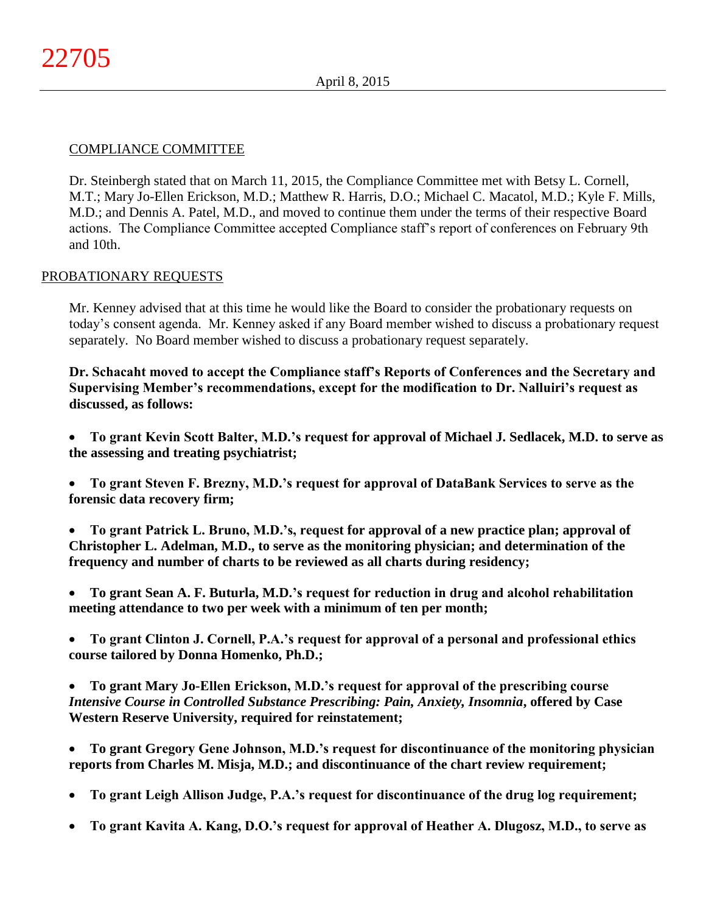## COMPLIANCE COMMITTEE

Dr. Steinbergh stated that on March 11, 2015, the Compliance Committee met with Betsy L. Cornell, M.T.; Mary Jo-Ellen Erickson, M.D.; Matthew R. Harris, D.O.; Michael C. Macatol, M.D.; Kyle F. Mills, M.D.; and Dennis A. Patel, M.D., and moved to continue them under the terms of their respective Board actions. The Compliance Committee accepted Compliance staff's report of conferences on February 9th and 10th.

## PROBATIONARY REQUESTS

Mr. Kenney advised that at this time he would like the Board to consider the probationary requests on today's consent agenda. Mr. Kenney asked if any Board member wished to discuss a probationary request separately. No Board member wished to discuss a probationary request separately.

**Dr. Schacaht moved to accept the Compliance staff's Reports of Conferences and the Secretary and Supervising Member's recommendations, except for the modification to Dr. Nalluiri's request as discussed, as follows:**

- **To grant Kevin Scott Balter, M.D.'s request for approval of Michael J. Sedlacek, M.D. to serve as the assessing and treating psychiatrist;**

- **To grant Steven F. Brezny, M.D.'s request for approval of DataBank Services to serve as the forensic data recovery firm;**

- **To grant Patrick L. Bruno, M.D.'s, request for approval of a new practice plan; approval of Christopher L. Adelman, M.D., to serve as the monitoring physician; and determination of the frequency and number of charts to be reviewed as all charts during residency;**

- **To grant Sean A. F. Buturla, M.D.'s request for reduction in drug and alcohol rehabilitation meeting attendance to two per week with a minimum of ten per month;**

- **To grant Clinton J. Cornell, P.A.'s request for approval of a personal and professional ethics course tailored by Donna Homenko, Ph.D.;**

- **To grant Mary Jo-Ellen Erickson, M.D.'s request for approval of the prescribing course *Intensive Course in Controlled Substance Prescribing: Pain, Anxiety, Insomnia*, offered by Case Western Reserve University, required for reinstatement;**

- **To grant Gregory Gene Johnson, M.D.'s request for discontinuance of the monitoring physician reports from Charles M. Misja, M.D.; and discontinuance of the chart review requirement;**

- **To grant Leigh Allison Judge, P.A.'s request for discontinuance of the drug log requirement;**

- **To grant Kavita A. Kang, D.O.'s request for approval of Heather A. Dlugosz, M.D., to serve as**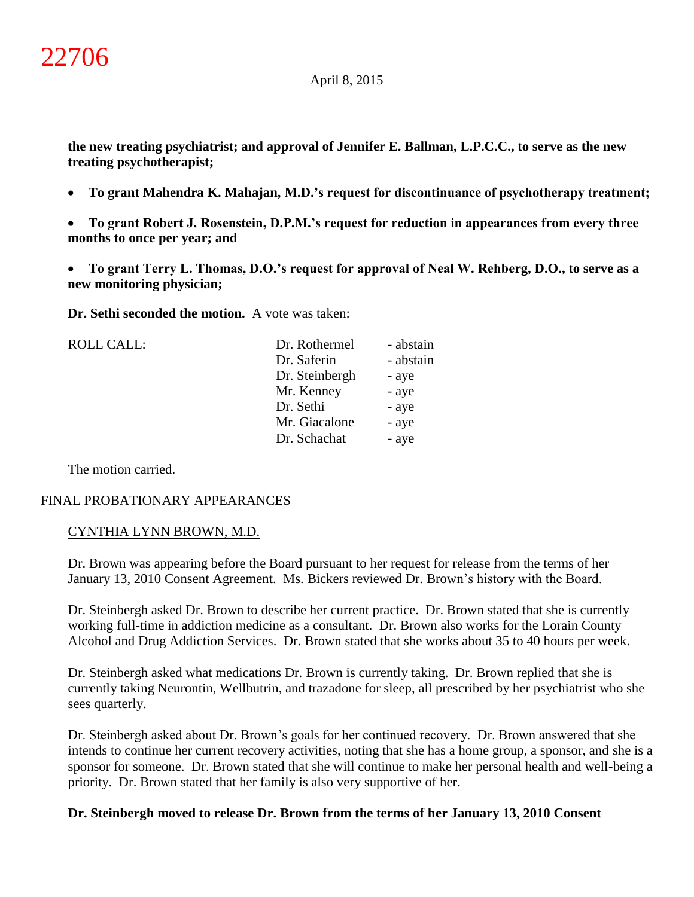**the new treating psychiatrist; and approval of Jennifer E. Ballman, L.P.C.C., to serve as the new treating psychotherapist;**

- **To grant Mahendra K. Mahajan, M.D.'s request for discontinuance of psychotherapy treatment;**

- **To grant Robert J. Rosenstein, D.P.M.'s request for reduction in appearances from every three months to once per year; and**

- **To grant Terry L. Thomas, D.O.'s request for approval of Neal W. Rehberg, D.O., to serve as a new monitoring physician;**

**Dr. Sethi seconded the motion.** A vote was taken:

| ROLL CALL: | Dr. Rothermel | - abstain |
|---|---|---|
| | Dr. Saferin | - abstain |
| | Dr. Steinbergh | - aye |
| | Mr. Kenney | - aye |
| | Dr. Sethi | - aye |
| | Mr. Giacalone | - aye |
| | Dr. Schachat | - aye |

The motion carried.

## FINAL PROBATIONARY APPEARANCES

### CYNTHIA LYNN BROWN, M.D.

Dr. Brown was appearing before the Board pursuant to her request for release from the terms of her January 13, 2010 Consent Agreement. Ms. Bickers reviewed Dr. Brown's history with the Board.

Dr. Steinbergh asked Dr. Brown to describe her current practice. Dr. Brown stated that she is currently working full-time in addiction medicine as a consultant. Dr. Brown also works for the Lorain County Alcohol and Drug Addiction Services. Dr. Brown stated that she works about 35 to 40 hours per week.

Dr. Steinbergh asked what medications Dr. Brown is currently taking. Dr. Brown replied that she is currently taking Neurontin, Wellbutrin, and trazadone for sleep, all prescribed by her psychiatrist who she sees quarterly.

Dr. Steinbergh asked about Dr. Brown's goals for her continued recovery. Dr. Brown answered that she intends to continue her current recovery activities, noting that she has a home group, a sponsor, and she is a sponsor for someone. Dr. Brown stated that she will continue to make her personal health and well-being a priority. Dr. Brown stated that her family is also very supportive of her.

**Dr. Steinbergh moved to release Dr. Brown from the terms of her January 13, 2010 Consent**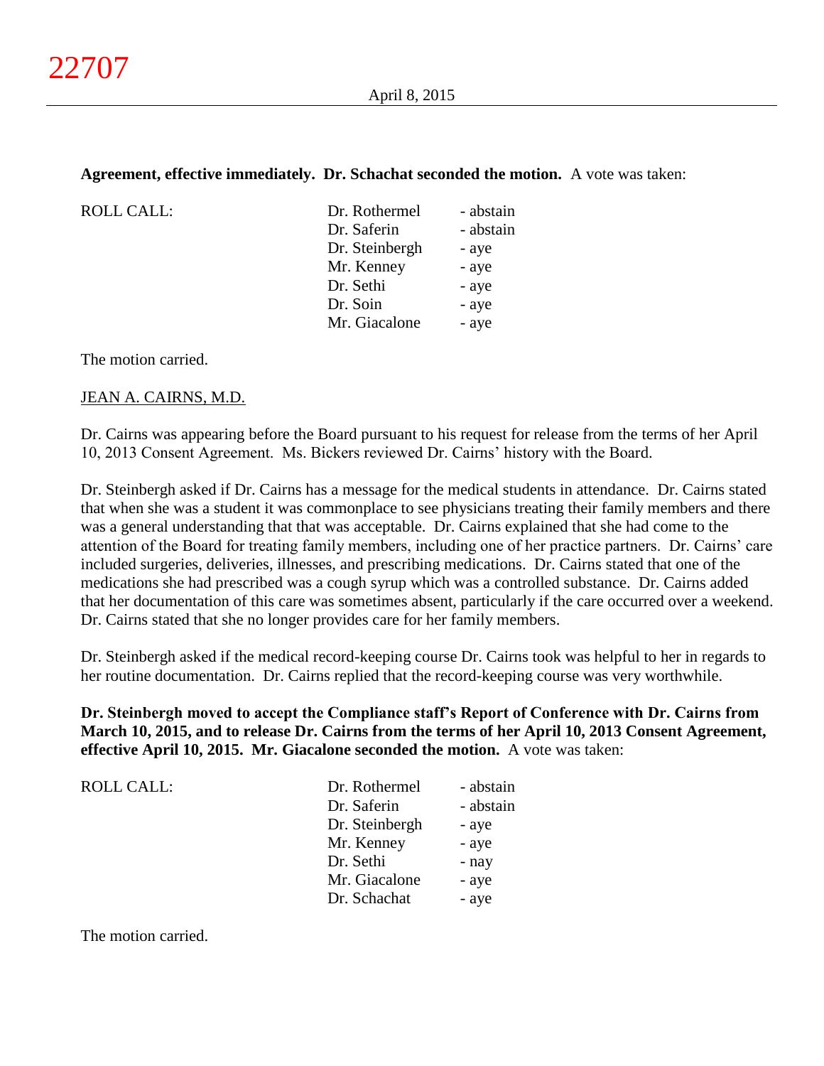**Agreement, effective immediately. Dr. Schachat seconded the motion.** A vote was taken:

| ROLL CALL: | | |
|---|---|---|
| | Dr. Rothermel | - abstain |
| | Dr. Saferin | - abstain |
| | Dr. Steinbergh | - aye |
| | Mr. Kenney | - aye |
| | Dr. Sethi | - aye |
| | Dr. Soin | - aye |
| | Mr. Giacalone | - aye |

The motion carried.

JEAN A. CAIRNS, M.D.

Dr. Cairns was appearing before the Board pursuant to his request for release from the terms of her April 10, 2013 Consent Agreement. Ms. Bickers reviewed Dr. Cairns' history with the Board.

Dr. Steinbergh asked if Dr. Cairns has a message for the medical students in attendance. Dr. Cairns stated that when she was a student it was commonplace to see physicians treating their family members and there was a general understanding that that was acceptable. Dr. Cairns explained that she had come to the attention of the Board for treating family members, including one of her practice partners. Dr. Cairns' care included surgeries, deliveries, illnesses, and prescribing medications. Dr. Cairns stated that one of the medications she had prescribed was a cough syrup which was a controlled substance. Dr. Cairns added that her documentation of this care was sometimes absent, particularly if the care occurred over a weekend. Dr. Cairns stated that she no longer provides care for her family members.

Dr. Steinbergh asked if the medical record-keeping course Dr. Cairns took was helpful to her in regards to her routine documentation. Dr. Cairns replied that the record-keeping course was very worthwhile.

**Dr. Steinbergh moved to accept the Compliance staff's Report of Conference with Dr. Cairns from March 10, 2015, and to release Dr. Cairns from the terms of her April 10, 2013 Consent Agreement, effective April 10, 2015. Mr. Giacalone seconded the motion.** A vote was taken:

| ROLL CALL: | | |
|---|---|---|
| | Dr. Rothermel | - abstain |
| | Dr. Saferin | - abstain |
| | Dr. Steinbergh | - aye |
| | Mr. Kenney | - aye |
| | Dr. Sethi | - nay |
| | Mr. Giacalone | - aye |
| | Dr. Schachat | - aye |

The motion carried.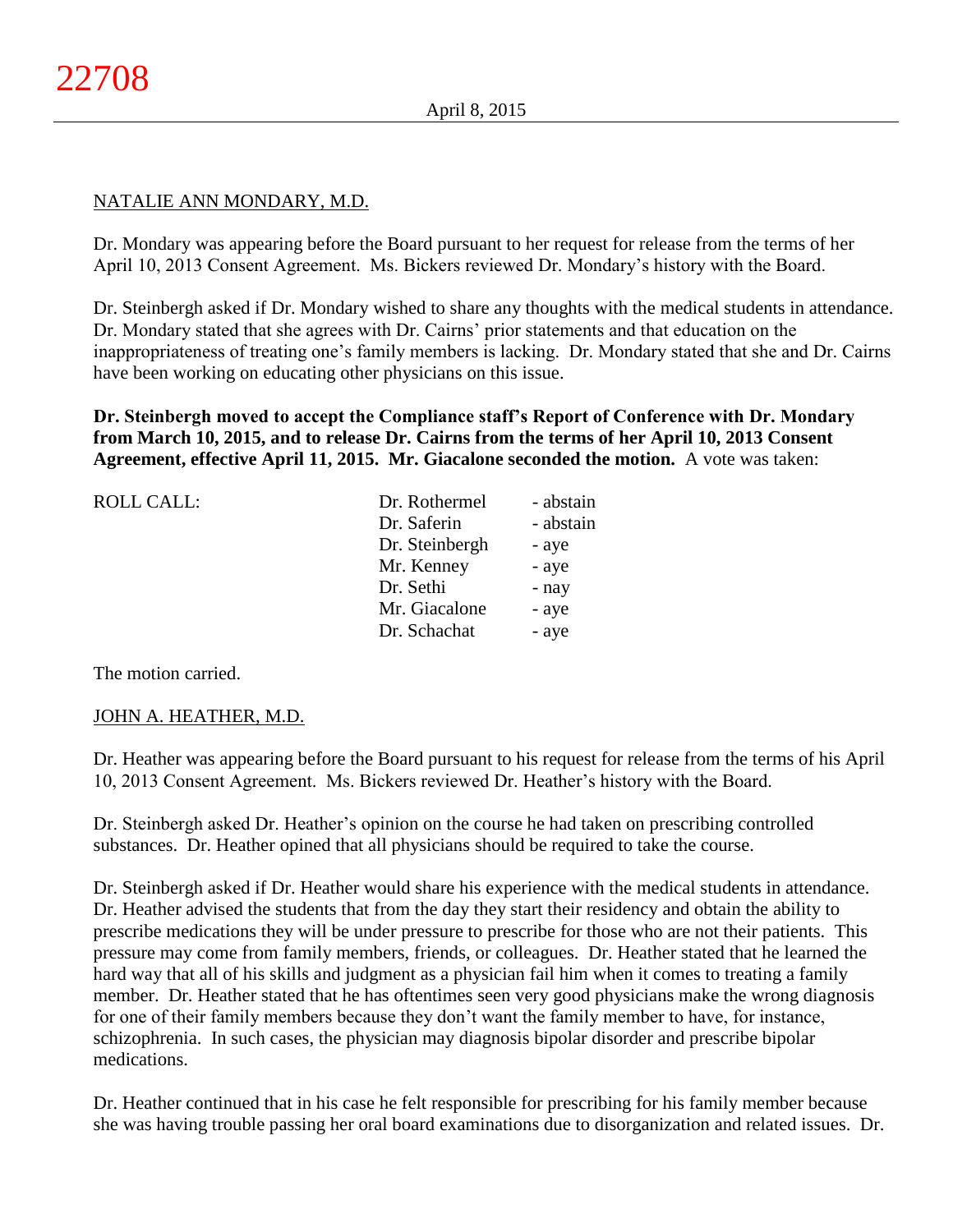NATALIE ANN MONDARY, M.D.

Dr. Mondary was appearing before the Board pursuant to her request for release from the terms of her April 10, 2013 Consent Agreement. Ms. Bickers reviewed Dr. Mondary's history with the Board.

Dr. Steinbergh asked if Dr. Mondary wished to share any thoughts with the medical students in attendance. Dr. Mondary stated that she agrees with Dr. Cairns' prior statements and that education on the inappropriateness of treating one's family members is lacking. Dr. Mondary stated that she and Dr. Cairns have been working on educating other physicians on this issue.

**Dr. Steinbergh moved to accept the Compliance staff's Report of Conference with Dr. Mondary from March 10, 2015, and to release Dr. Cairns from the terms of her April 10, 2013 Consent Agreement, effective April 11, 2015. Mr. Giacalone seconded the motion.** A vote was taken:

| ROLL CALL: | | |
|---|---|---|
| | Dr. Rothermel | - abstain |
| | Dr. Saferin | - abstain |
| | Dr. Steinbergh | - aye |
| | Mr. Kenney | - aye |
| | Dr. Sethi | - nay |
| | Mr. Giacalone | - aye |
| | Dr. Schachat | - aye |

The motion carried.

JOHN A. HEATHER, M.D.

Dr. Heather was appearing before the Board pursuant to his request for release from the terms of his April 10, 2013 Consent Agreement. Ms. Bickers reviewed Dr. Heather's history with the Board.

Dr. Steinbergh asked Dr. Heather's opinion on the course he had taken on prescribing controlled substances. Dr. Heather opined that all physicians should be required to take the course.

Dr. Steinbergh asked if Dr. Heather would share his experience with the medical students in attendance. Dr. Heather advised the students that from the day they start their residency and obtain the ability to prescribe medications they will be under pressure to prescribe for those who are not their patients. This pressure may come from family members, friends, or colleagues. Dr. Heather stated that he learned the hard way that all of his skills and judgment as a physician fail him when it comes to treating a family member. Dr. Heather stated that he has oftentimes seen very good physicians make the wrong diagnosis for one of their family members because they don't want the family member to have, for instance, schizophrenia. In such cases, the physician may diagnosis bipolar disorder and prescribe bipolar medications.

Dr. Heather continued that in his case he felt responsible for prescribing for his family member because she was having trouble passing her oral board examinations due to disorganization and related issues. Dr.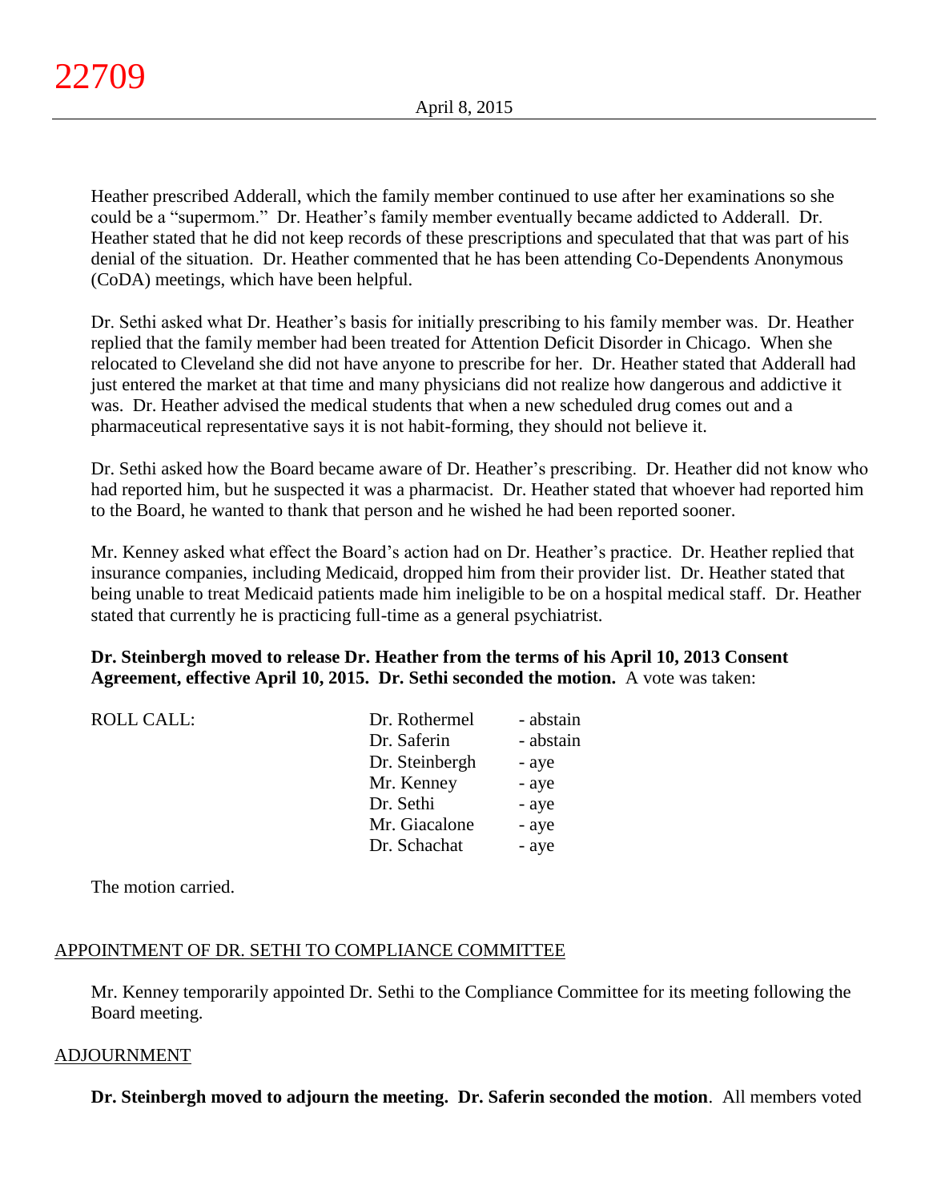Heather prescribed Adderall, which the family member continued to use after her examinations so she could be a "supermom." Dr. Heather's family member eventually became addicted to Adderall. Dr. Heather stated that he did not keep records of these prescriptions and speculated that that was part of his denial of the situation. Dr. Heather commented that he has been attending Co-Dependents Anonymous (CoDA) meetings, which have been helpful.

Dr. Sethi asked what Dr. Heather's basis for initially prescribing to his family member was. Dr. Heather replied that the family member had been treated for Attention Deficit Disorder in Chicago. When she relocated to Cleveland she did not have anyone to prescribe for her. Dr. Heather stated that Adderall had just entered the market at that time and many physicians did not realize how dangerous and addictive it was. Dr. Heather advised the medical students that when a new scheduled drug comes out and a pharmaceutical representative says it is not habit-forming, they should not believe it.

Dr. Sethi asked how the Board became aware of Dr. Heather's prescribing. Dr. Heather did not know who had reported him, but he suspected it was a pharmacist. Dr. Heather stated that whoever had reported him to the Board, he wanted to thank that person and he wished he had been reported sooner.

Mr. Kenney asked what effect the Board's action had on Dr. Heather's practice. Dr. Heather replied that insurance companies, including Medicaid, dropped him from their provider list. Dr. Heather stated that being unable to treat Medicaid patients made him ineligible to be on a hospital medical staff. Dr. Heather stated that currently he is practicing full-time as a general psychiatrist.

**Dr. Steinbergh moved to release Dr. Heather from the terms of his April 10, 2013 Consent Agreement, effective April 10, 2015. Dr. Sethi seconded the motion.** A vote was taken:

| ROLL CALL: | Dr. Rothermel | - abstain |
|---|---|---|
| | Dr. Saferin | - abstain |
| | Dr. Steinbergh | - aye |
| | Mr. Kenney | - aye |
| | Dr. Sethi | - aye |
| | Mr. Giacalone | - aye |
| | Dr. Schachat | - aye |

The motion carried.

## APPOINTMENT OF DR. SETHI TO COMPLIANCE COMMITTEE

Mr. Kenney temporarily appointed Dr. Sethi to the Compliance Committee for its meeting following the Board meeting.

## ADJOURNMENT

**Dr. Steinbergh moved to adjourn the meeting. Dr. Saferin seconded the motion**. All members voted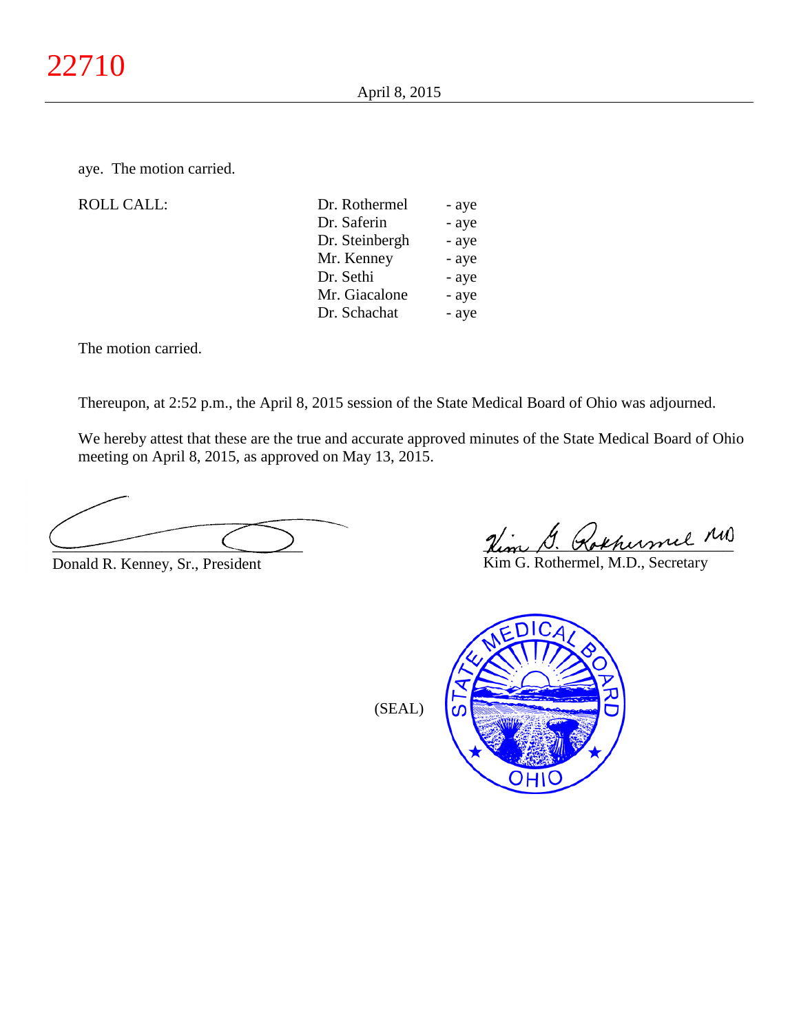aye. The motion carried.

| | | |
|---|---|---|
| ROLL CALL: | Dr. Rothermel | - aye |
| | Dr. Saferin | - aye |
| | Dr. Steinbergh | - aye |
| | Mr. Kenney | - aye |
| | Dr. Sethi | - aye |
| | Mr. Giacalone | - aye |
| | Dr. Schachat | - aye |

The motion carried.

Thereupon, at 2:52 p.m., the April 8, 2015 session of the State Medical Board of Ohio was adjourned.

We hereby attest that these are the true and accurate approved minutes of the State Medical Board of Ohio meeting on April 8, 2015, as approved on May 13, 2015.

Donald R. Kenney, Sr., President

Kim G. Rothermel, M.D., Secretary

(SEAL)